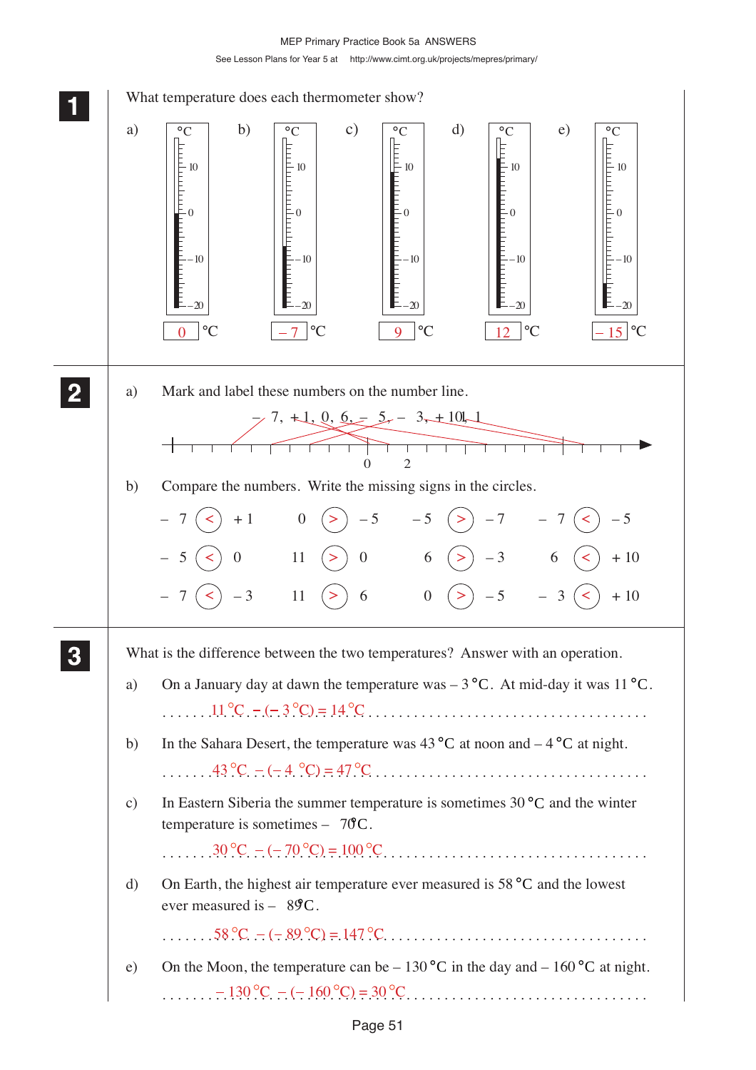**1** What temperature does each thermometer show?

a) 0 °C  b) – 7 °C  c) 9 °C  d) 12 °C  e) – 15 °C

**2** a) Mark and label these numbers on the number line.

– 7, + 1, 0, 6, – 5, – 3, + 10, 11

0  2

b) Compare the numbers. Write the missing signs in the circles.

| | | | |
|---|---|---|---|
| – 7 (<) + 1 | 0 (>) – 5 | – 5 (>) – 7 | – 7 (<) – 5 |
| – 5 (<) 0 | 11 (>) 0 | 6 (>) – 3 | 6 (<) + 10 |
| – 7 (<) – 3 | 11 (>) 6 | 0 (>) – 5 | – 3 (<) + 10 |

**3** What is the difference between the two temperatures? Answer with an operation.

a) On a January day at dawn the temperature was – 3 °C. At mid-day it was 11 °C.

11 °C – (– 3 °C) = 14 °C

b) In the Sahara Desert, the temperature was 43 °C at noon and – 4 °C at night.

43 °C – (– 4 °C) = 47 °C

c) In Eastern Siberia the summer temperature is sometimes 30 °C and the winter temperature is sometimes – 70 °C.

30 °C – (– 70 °C) = 100 °C

d) On Earth, the highest air temperature ever measured is 58 °C and the lowest ever measured is – 89 °C.

58 °C – (– 89 °C) = 147 °C

e) On the Moon, the temperature can be – 130 °C in the day and – 160 °C at night.

– 130 °C – (– 160 °C) = 30 °C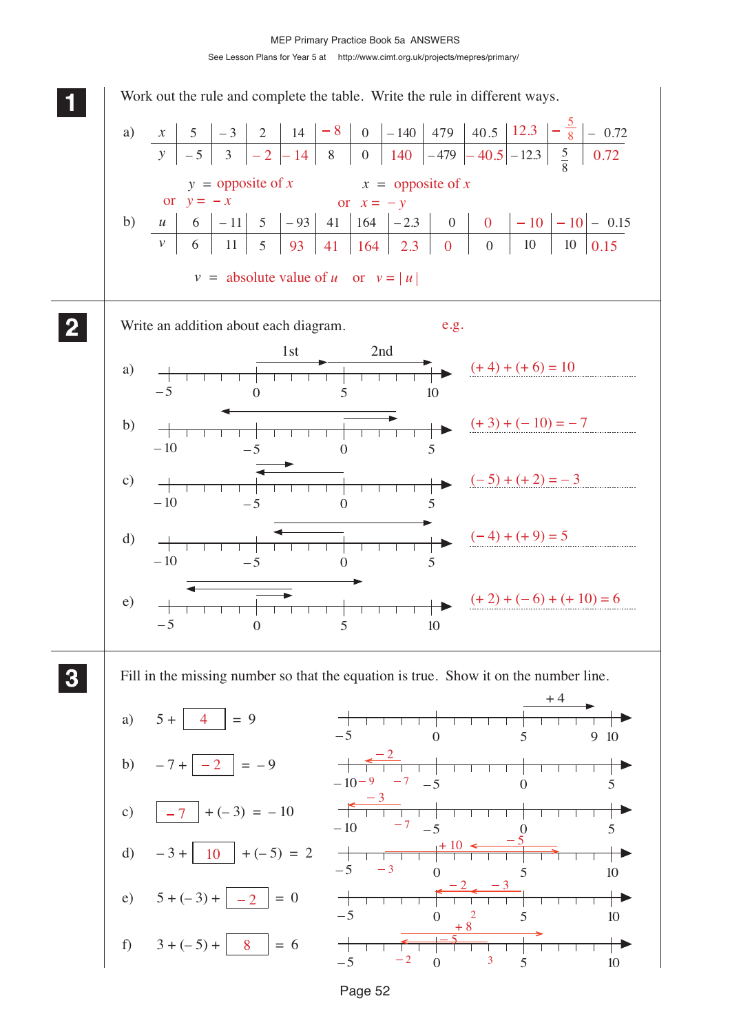## 1

Work out the rule and complete the table. Write the rule in different ways.

a)

| $x$ | 5 | −3 | 2 | 14 | −8 | 0 | −140 | 479 | 40.5 | 12.3 | $-\frac{5}{8}$ | −0.72 |
|---|---|---|---|---|---|---|---|---|---|---|---|---|
| $y$ | −5 | 3 | −2 | −14 | 8 | 0 | 140 | −479 | −40.5 | −12.3 | $\frac{5}{8}$ | 0.72 |

$y$ = opposite of $x$ &nbsp;&nbsp;&nbsp; $x$ = opposite of $y$

or $y = -x$ &nbsp;&nbsp;&nbsp; or $x = -y$

b)

| $u$ | 6 | −11 | 5 | −93 | 41 | 164 | −2.3 | 0 | 0 | −10 | −10 | −0.15 |
|---|---|---|---|---|---|---|---|---|---|---|---|---|
| $v$ | 6 | 11 | 5 | 93 | 41 | 164 | 2.3 | 0 | 0 | 10 | 10 | 0.15 |

$v$ = absolute value of $u$ &nbsp; or &nbsp; $v = |u|$

## 2

Write an addition about each diagram. &nbsp;&nbsp;&nbsp; e.g.

a) (+ 4) + (+ 6) = 10

b) (+ 3) + (− 10) = − 7

c) (− 5) + (+ 2) = − 3

d) (− 4) + (+ 9) = 5

e) (+ 2) + (− 6) + (+ 10) = 6

## 3

Fill in the missing number so that the equation is true. Show it on the number line.

a) 5 + **4** = 9

b) − 7 + **− 2** = − 9

c) **− 7** + (− 3) = − 10

d) − 3 + **10** + (− 5) = 2

e) 5 + (− 3) + **− 2** = 0

f) 3 + (− 5) + **8** = 6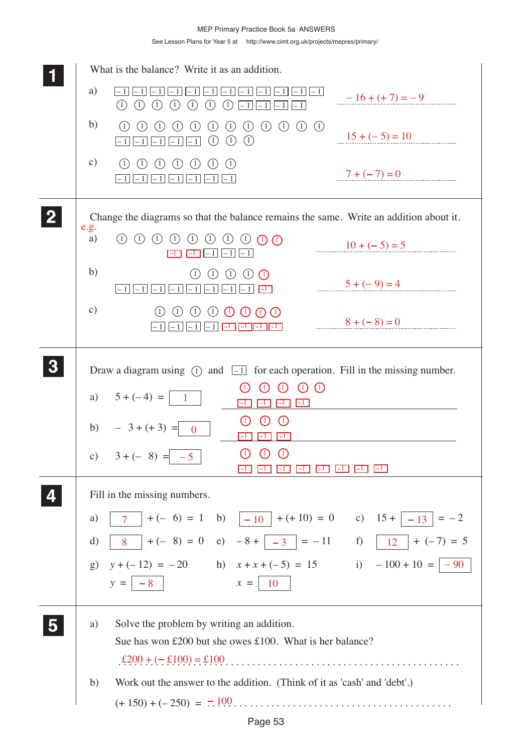**1** What is the balance? Write it as an addition.

a) (–1) ×16, (1) ×7 — $-16 + (+7) = -9$

b) (1) ×15, (–1) ×5 — $15 + (-5) = 10$

c) (1) ×7, (–1) ×7 — $7 + (-7) = 0$

**2** Change the diagrams so that the balance remains the same. Write an addition about it.

e.g.

a) (1) ×10, (–1) ×5 — $10 + (-5) = 5$

b) (1) ×5, (–1) ×9 — $5 + (-9) = 4$

c) (1) ×8, (–1) ×8 — $8 + (-8) = 0$

**3** Draw a diagram using (1) and (–1) for each operation. Fill in the missing number.

a) $5 + (-4) =$ 1 — (1) ×5, (–1) ×4

b) $-3 + (+3) =$ 0 — (1) ×3, (–1) ×3

c) $3 + (-8) =$ –5 — (1) ×3, (–1) ×8

**4** Fill in the missing numbers.

a) 7 $+ (-6) = 1$

b) –10 $+ (+10) = 0$

c) $15 +$ –13 $= -2$

d) 8 $+ (-8) = 0$

e) $-8 +$ –3 $= -11$

f) 12 $+ (-7) = 5$

g) $y + (-12) = -20$
$y =$ –8

h) $x + x + (-5) = 15$
$x =$ 10

i) $-100 + 10 =$ –90

**5** a) Solve the problem by writing an addition.

Sue has won £200 but she owes £100. What is her balance?

£200 + (– £100) = £100

b) Work out the answer to the addition. (Think of it as 'cash' and 'debt'.)

$(+150) + (-250) =$ –100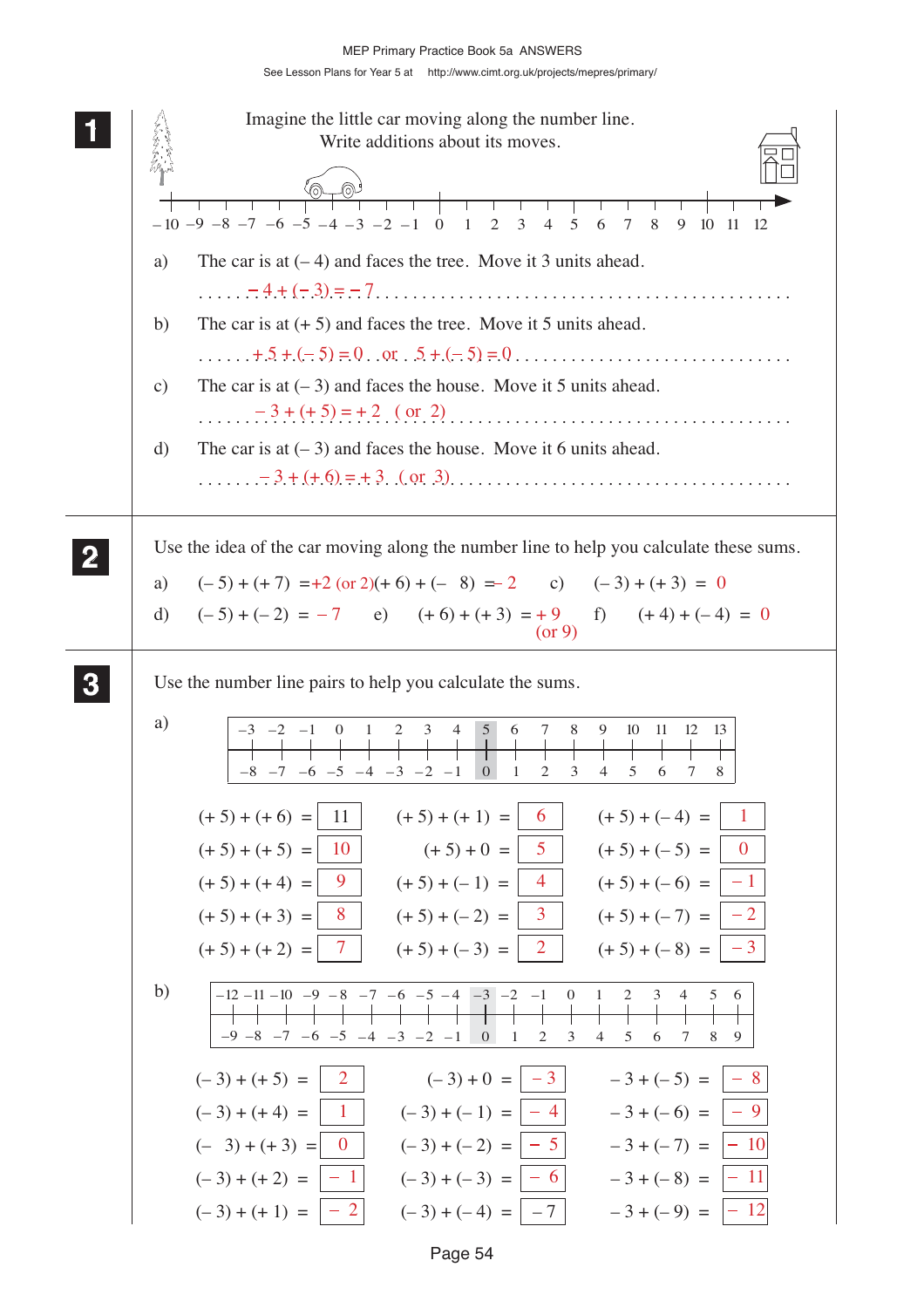**1** Imagine the little car moving along the number line.
Write additions about its moves.

–10 –9 –8 –7 –6 –5 –4 –3 –2 –1 0 1 2 3 4 5 6 7 8 9 10 11 12

a) The car is at (– 4) and faces the tree. Move it 3 units ahead.

$-4 + (-3) = -7$

b) The car is at (+ 5) and faces the tree. Move it 5 units ahead.

$+5 + (-5) = 0$ or $5 + (-5) = 0$

c) The car is at (– 3) and faces the house. Move it 5 units ahead.

$-3 + (+5) = +2$ ( or 2)

d) The car is at (– 3) and faces the house. Move it 6 units ahead.

$-3 + (+6) = +3$ ( or 3)

**2** Use the idea of the car moving along the number line to help you calculate these sums.

a) $(-5) + (+7) = +2$ (or 2)  b) $(+6) + (-8) = -2$  c) $(-3) + (+3) = 0$

d) $(-5) + (-2) = -7$  e) $(+6) + (+3) = +9$ (or 9)  f) $(+4) + (-4) = 0$

**3** Use the number line pairs to help you calculate the sums.

a)

| –3 | –2 | –1 | 0 | 1 | 2 | 3 | 4 | 5 | 6 | 7 | 8 | 9 | 10 | 11 | 12 | 13 |
|---|---|---|---|---|---|---|---|---|---|---|---|---|---|---|---|---|
| –8 | –7 | –6 | –5 | –4 | –3 | –2 | –1 | 0 | 1 | 2 | 3 | 4 | 5 | 6 | 7 | 8 |

$(+5) + (+6) = 11$  $(+5) + (+1) = 6$  $(+5) + (-4) = 1$

$(+5) + (+5) = 10$  $(+5) + 0 = 5$  $(+5) + (-5) = 0$

$(+5) + (+4) = 9$  $(+5) + (-1) = 4$  $(+5) + (-6) = -1$

$(+5) + (+3) = 8$  $(+5) + (-2) = 3$  $(+5) + (-7) = -2$

$(+5) + (+2) = 7$  $(+5) + (-3) = 2$  $(+5) + (-8) = -3$

b)

| –12 | –11 | –10 | –9 | –8 | –7 | –6 | –5 | –4 | –3 | –2 | –1 | 0 | 1 | 2 | 3 | 4 | 5 | 6 |
|---|---|---|---|---|---|---|---|---|---|---|---|---|---|---|---|---|---|---|
| –9 | –8 | –7 | –6 | –5 | –4 | –3 | –2 | –1 | 0 | 1 | 2 | 3 | 4 | 5 | 6 | 7 | 8 | 9 |

$(-3) + (+5) = 2$  $(-3) + 0 = -3$  $-3 + (-5) = -8$

$(-3) + (+4) = 1$  $(-3) + (-1) = -4$  $-3 + (-6) = -9$

$(-3) + (+3) = 0$  $(-3) + (-2) = -5$  $-3 + (-7) = -10$

$(-3) + (+2) = -1$  $(-3) + (-3) = -6$  $-3 + (-8) = -11$

$(-3) + (+1) = -2$  $(-3) + (-4) = -7$  $-3 + (-9) = -12$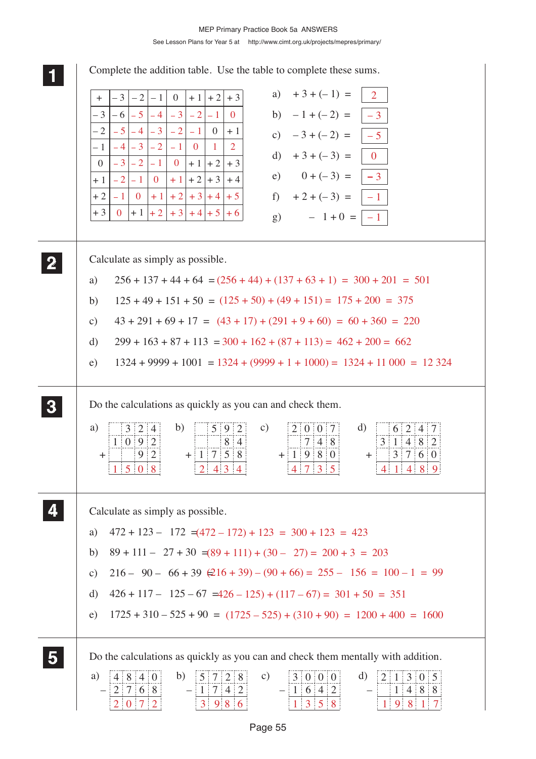**1** Complete the addition table. Use the table to complete these sums.

| + | −3 | −2 | −1 | 0 | +1 | +2 | +3 |
|---|---|---|---|---|---|---|---|
| −3 | −6 | −5 | −4 | −3 | −2 | −1 | 0 |
| −2 | −5 | −4 | −3 | −2 | −1 | 0 | +1 |
| −1 | −4 | −3 | −2 | −1 | 0 | 1 | 2 |
| 0 | −3 | −2 | −1 | 0 | +1 | +2 | +3 |
| +1 | −2 | −1 | 0 | +1 | +2 | +3 | +4 |
| +2 | −1 | 0 | +1 | +2 | +3 | +4 | +5 |
| +3 | 0 | +1 | +2 | +3 | +4 | +5 | +6 |

a) $+3 + (-1) = 2$

b) $-1 + (-2) = -3$

c) $-3 + (-2) = -5$

d) $+3 + (-3) = 0$

e) $0 + (-3) = -3$

f) $+2 + (-3) = -1$

g) $-1 + 0 = -1$

**2** Calculate as simply as possible.

a) 256 + 137 + 44 + 64 = (256 + 44) + (137 + 63 + 1) = 300 + 201 = 501

b) 125 + 49 + 151 + 50 = (125 + 50) + (49 + 151) = 175 + 200 = 375

c) 43 + 291 + 69 + 17 = (43 + 17) + (291 + 9 + 60) = 60 + 360 = 220

d) 299 + 163 + 87 + 113 = 300 + 162 + (87 + 113) = 462 + 200 = 662

e) 1324 + 9999 + 1001 = 1324 + (9999 + 1 + 1000) = 1324 + 11 000 = 12 324

**3** Do the calculations as quickly as you can and check them.

a)
```
   324
  1092
+   92
  ----
  1508
```

b)
```
   592
    84
+ 1758
  ----
  2434
```

c)
```
  2007
   748
+ 1980
  ----
  4735
```

d)
```
   6247
  31482
+  3760
  -----
  41489
```

**4** Calculate as simply as possible.

a) 472 + 123 − 172 = (472 − 172) + 123 = 300 + 123 = 423

b) 89 + 111 − 27 + 30 = (89 + 111) + (30 − 27) = 200 + 3 = 203

c) 216 − 90 − 66 + 39 = (216 + 39) − (90 + 66) = 255 − 156 = 100 − 1 = 99

d) 426 + 117 − 125 − 67 = (426 − 125) + (117 − 67) = 301 + 50 = 351

e) 1725 + 310 − 525 + 90 = (1725 − 525) + (310 + 90) = 1200 + 400 = 1600

**5** Do the calculations as quickly as you can and check them mentally with addition.

a)
```
  4840
− 2768
  ----
  2072
```

b)
```
  5728
− 1742
  ----
  3986
```

c)
```
  3000
− 1642
  ----
  1358
```

d)
```
  21305
−  1488
  -----
  19817
```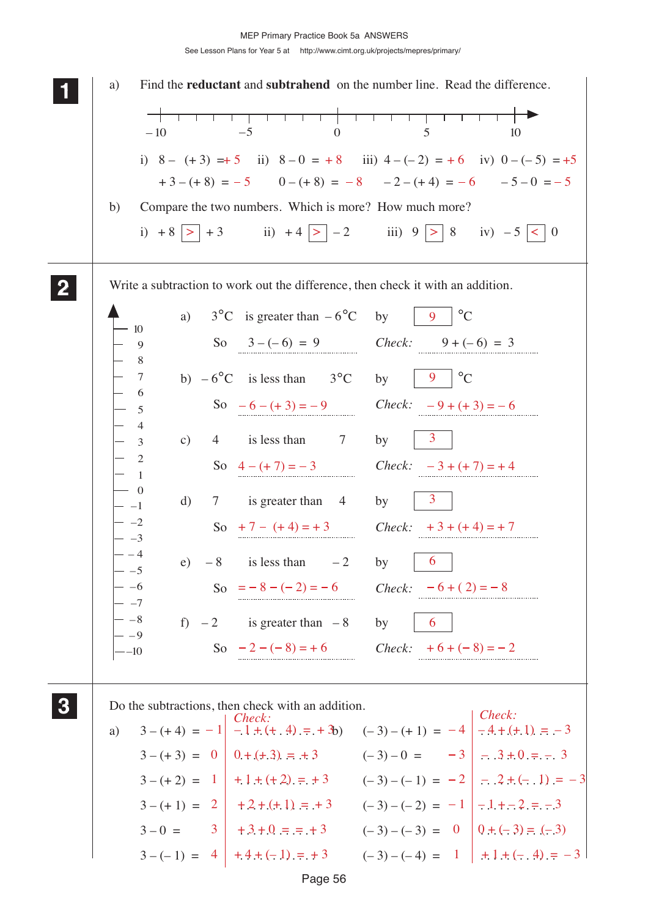**1**

a) Find the **reductant** and **subtrahend** on the number line. Read the difference.

– 10 &nbsp;&nbsp;&nbsp; – 5 &nbsp;&nbsp;&nbsp; 0 &nbsp;&nbsp;&nbsp; 5 &nbsp;&nbsp;&nbsp; 10

i) $8 - (+3) = +5$ &nbsp;&nbsp; ii) $8 - 0 = +8$ &nbsp;&nbsp; iii) $4 - (-2) = +6$ &nbsp;&nbsp; iv) $0 - (-5) = +5$

$+3 - (+8) = -5$ &nbsp;&nbsp; $0 - (+8) = -8$ &nbsp;&nbsp; $-2 - (+4) = -6$ &nbsp;&nbsp; $-5 - 0 = -5$

b) Compare the two numbers. Which is more? How much more?

i) $+8$ [ > ] $+3$ &nbsp;&nbsp; ii) $+4$ [ > ] $-2$ &nbsp;&nbsp; iii) $9$ [ > ] $8$ &nbsp;&nbsp; iv) $-5$ [ < ] $0$

**2**

Write a subtraction to work out the difference, then check it with an addition.

a) 3°C is greater than – 6°C by [ 9 ] °C

So $3 - (-6) = 9$ &nbsp;&nbsp; *Check:* $9 + (-6) = 3$

b) – 6°C is less than 3°C by [ 9 ] °C

So $-6 - (+3) = -9$ &nbsp;&nbsp; *Check:* $-9 + (+3) = -6$

c) 4 is less than 7 by [ 3 ]

So $4 - (+7) = -3$ &nbsp;&nbsp; *Check:* $-3 + (+7) = +4$

d) 7 is greater than 4 by [ 3 ]

So $+7 - (+4) = +3$ &nbsp;&nbsp; *Check:* $+3 + (+4) = +7$

e) – 8 is less than – 2 by [ 6 ]

So $= -8 - (-2) = -6$ &nbsp;&nbsp; *Check:* $-6 + (2) = -8$

f) – 2 is greater than – 8 by [ 6 ]

So $-2 - (-8) = +6$ &nbsp;&nbsp; *Check:* $+6 + (-8) = -2$

**3**

Do the subtractions, then check with an addition.

a)

| | *Check:* |
|---|---|
| $3 - (+4) = -1$ | $-1 + (+4) = +3$ |
| $3 - (+3) = 0$ | $0 + (+3) = +3$ |
| $3 - (+2) = 1$ | $+1 + (+2) = +3$ |
| $3 - (+1) = 2$ | $+2 + (+1) = +3$ |
| $3 - 0 = 3$ | $+3 + 0 = +3$ |
| $3 - (-1) = 4$ | $+4 + (-1) = +3$ |

b)

| | *Check:* |
|---|---|
| $(-3) - (+1) = -4$ | $-4 + (+1) = -3$ |
| $(-3) - 0 = -3$ | $-3 + 0 = -3$ |
| $(-3) - (-1) = -2$ | $-2 + (-1) = -3$ |
| $(-3) - (-2) = -1$ | $-1 + -2 = -3$ |
| $(-3) - (-3) = 0$ | $0 + (-3) = (-3)$ |
| $(-3) - (-4) = 1$ | $+1 + (-4) = -3$ |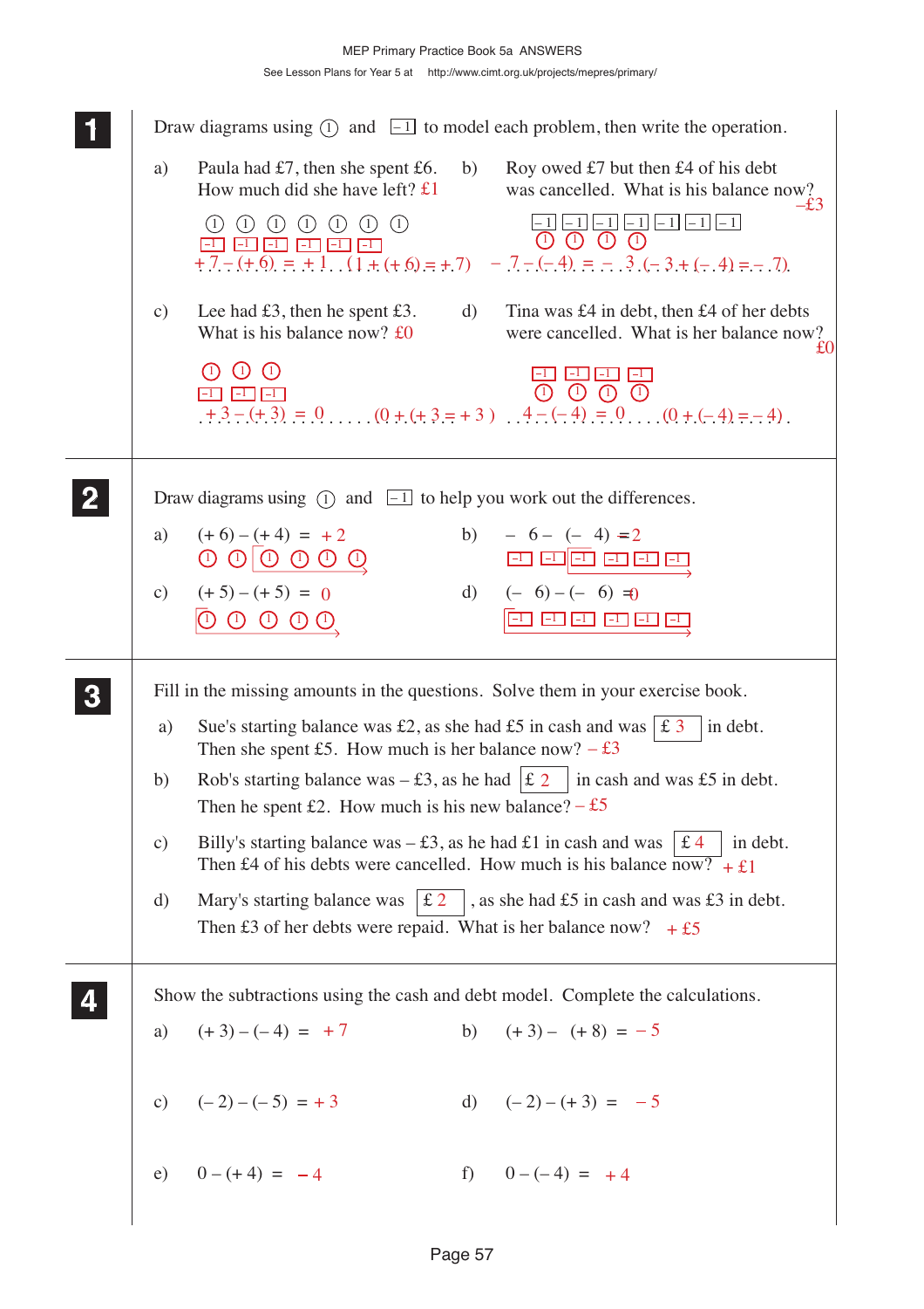**1** Draw diagrams using ① and [–1] to model each problem, then write the operation.

a) Paula had £7, then she spent £6. How much did she have left? £1

① ① ① ① ① ① ①
[–1] [–1] [–1] [–1] [–1] [–1]

$+7 - (+6) = +1$ $(1 + (+6) = +7)$

b) Roy owed £7 but then £4 of his debt was cancelled. What is his balance now? –£3

[–1] [–1] [–1] [–1] [–1] [–1] [–1]
① ① ① ①

$-7 - (-4) = -3$ $(-3 + (-4) = -7)$

c) Lee had £3, then he spent £3. What is his balance now? £0

① ① ①
[–1] [–1] [–1]

$+3 - (+3) = 0$ $(0 + (+3) = +3)$

d) Tina was £4 in debt, then £4 of her debts were cancelled. What is her balance now? £0

[–1] [–1] [–1] [–1]
① ① ① ①

$-4 - (-4) = 0$ $(0 + (-4) = -4)$

**2** Draw diagrams using ① and [–1] to help you work out the differences.

a) $(+6) - (+4) = +2$

① ① ① ① ① ①

b) $-6 - (-4) = -2$

[–1] [–1] [–1] [–1] [–1] [–1]

c) $(+5) - (+5) = 0$

① ① ① ① ①

d) $(-6) - (-6) = 0$

[–1] [–1] [–1] [–1] [–1] [–1]

**3** Fill in the missing amounts in the questions. Solve them in your exercise book.

a) Sue's starting balance was £2, as she had £5 in cash and was [£ 3] in debt. Then she spent £5. How much is her balance now? – £3

b) Rob's starting balance was – £3, as he had [£ 2] in cash and was £5 in debt. Then he spent £2. How much is his new balance? – £5

c) Billy's starting balance was – £3, as he had £1 in cash and was [£ 4] in debt. Then £4 of his debts were cancelled. How much is his balance now? + £1

d) Mary's starting balance was [£ 2], as she had £5 in cash and was £3 in debt. Then £3 of her debts were repaid. What is her balance now? + £5

**4** Show the subtractions using the cash and debt model. Complete the calculations.

a) $(+3) - (-4) = +7$

b) $(+3) - (+8) = -5$

c) $(-2) - (-5) = +3$

d) $(-2) - (+3) = -5$

e) $0 - (+4) = -4$

f) $0 - (-4) = +4$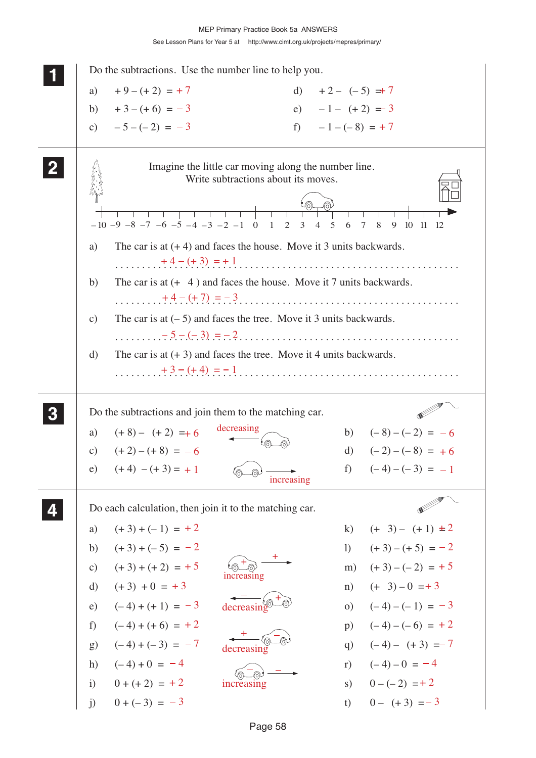**1** Do the subtractions. Use the number line to help you.

a) $+9-(+2) = +7$

b) $+3-(+6) = -3$

c) $-5-(-2) = -3$

d) $+2-(-5) = +7$

e) $-1-(+2) = -3$

f) $-1-(-8) = +7$

**2** Imagine the little car moving along the number line. Write subtractions about its moves.

–10 –9 –8 –7 –6 –5 –4 –3 –2 –1 0 1 2 3 4 5 6 7 8 9 10 11 12

a) The car is at (+ 4) and faces the house. Move it 3 units backwards.

$+4-(+3) = +1$

b) The car is at (+ 4) and faces the house. Move it 7 units backwards.

$+4-(+7) = -3$

c) The car is at (– 5) and faces the tree. Move it 3 units backwards.

$-5-(-3) = -2$

d) The car is at (+ 3) and faces the tree. Move it 4 units backwards.

$+3-(+4) = -1$

**3** Do the subtractions and join them to the matching car.

a) $(+8)-(+2) = +6$

b) $(-8)-(-2) = -6$

c) $(+2)-(+8) = -6$

d) $(-2)-(-8) = +6$

e) $(+4)-(+3) = +1$

f) $(-4)-(-3) = -1$

decreasing

increasing

**4** Do each calculation, then join it to the matching car.

a) $(+3)+(-1) = +2$

b) $(+3)+(-5) = -2$

c) $(+3)+(+2) = +5$

d) $(+3)+0 = +3$

e) $(-4)+(+1) = -3$

f) $(-4)+(+6) = +2$

g) $(-4)+(-3) = -7$

h) $(-4)+0 = -4$

i) $0+(+2) = +2$

j) $0+(-3) = -3$

k) $(+3)-(+1) = +2$

l) $(+3)-(+5) = -2$

m) $(+3)-(-2) = +5$

n) $(+3)-0 = +3$

o) $(-4)-(-1) = -3$

p) $(-4)-(-6) = +2$

q) $(-4)-(+3) = -7$

r) $(-4)-0 = -4$

s) $0-(-2) = +2$

t) $0-(+3) = -3$

increasing (+)

decreasing (–)

decreasing (+)

increasing (–)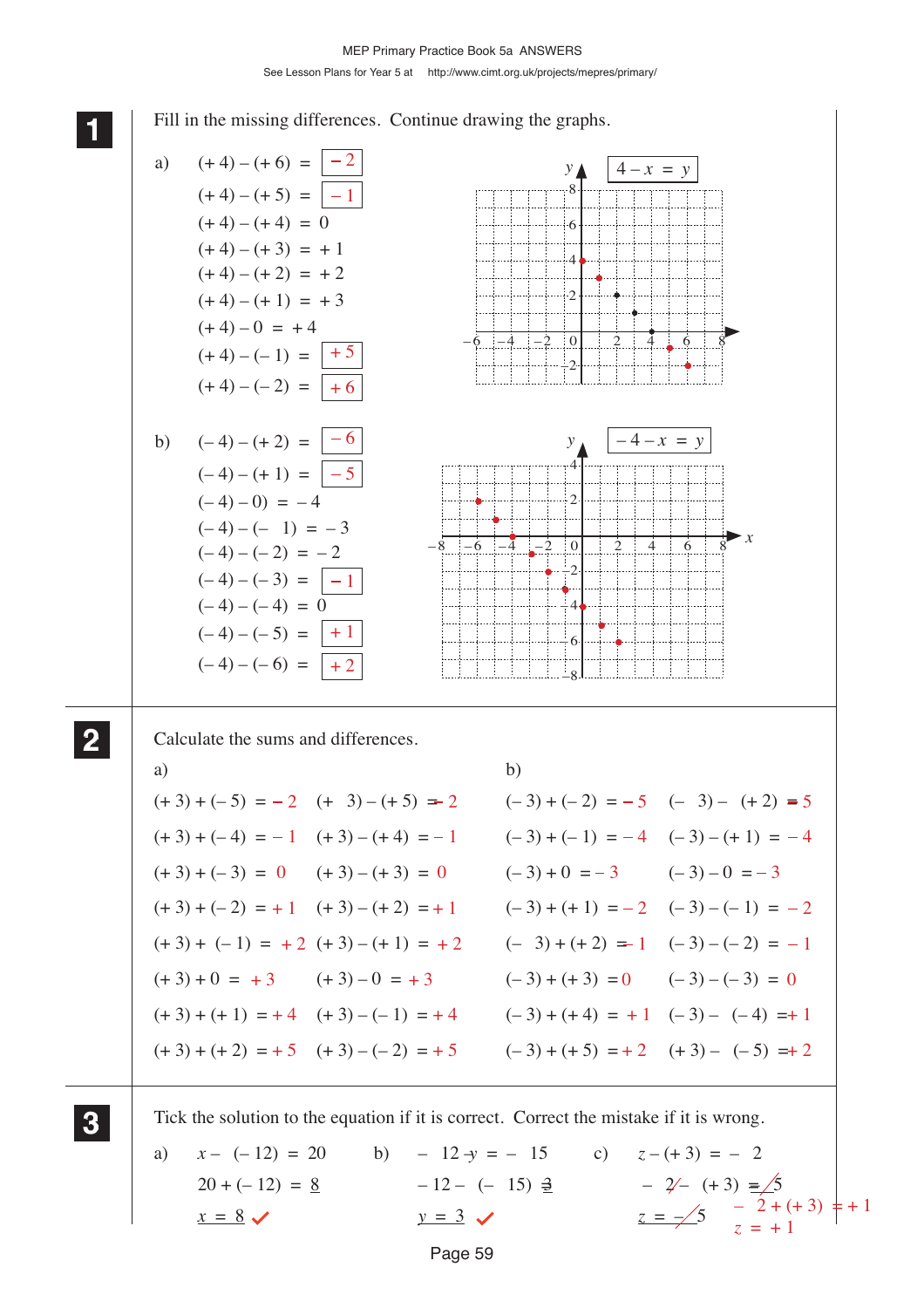## 1

Fill in the missing differences. Continue drawing the graphs.

a)

$(+4) - (+6) = -2$

$(+4) - (+5) = -1$

$(+4) - (+4) = 0$

$(+4) - (+3) = +1$

$(+4) - (+2) = +2$

$(+4) - (+1) = +3$

$(+4) - 0 = +4$

$(+4) - (-1) = +5$

$(+4) - (-2) = +6$

$4 - x = y$

b)

$(-4) - (+2) = -6$

$(-4) - (+1) = -5$

$(-4) - 0) = -4$

$(-4) - (-1) = -3$

$(-4) - (-2) = -2$

$(-4) - (-3) = -1$

$(-4) - (-4) = 0$

$(-4) - (-5) = +1$

$(-4) - (-6) = +2$

$-4 - x = y$

## 2

Calculate the sums and differences.

a)

| | |
|---|---|
| $(+3) + (-5) = -2$ | $(+3) - (+5) = -2$ |
| $(+3) + (-4) = -1$ | $(+3) - (+4) = -1$ |
| $(+3) + (-3) = 0$ | $(+3) - (+3) = 0$ |
| $(+3) + (-2) = +1$ | $(+3) - (+2) = +1$ |
| $(+3) + (-1) = +2$ | $(+3) - (+1) = +2$ |
| $(+3) + 0 = +3$ | $(+3) - 0 = +3$ |
| $(+3) + (+1) = +4$ | $(+3) - (-1) = +4$ |
| $(+3) + (+2) = +5$ | $(+3) - (-2) = +5$ |

b)

| | |
|---|---|
| $(-3) + (-2) = -5$ | $(-3) - (+2) = -5$ |
| $(-3) + (-1) = -4$ | $(-3) - (+1) = -4$ |
| $(-3) + 0 = -3$ | $(-3) - 0 = -3$ |
| $(-3) + (+1) = -2$ | $(-3) - (-1) = -2$ |
| $(-3) + (+2) = -1$ | $(-3) - (-2) = -1$ |
| $(-3) + (+3) = 0$ | $(-3) - (-3) = 0$ |
| $(-3) + (+4) = +1$ | $(-3) - (-4) = +1$ |
| $(-3) + (+5) = +2$ | $(+3) - (-5) = +2$ |

## 3

Tick the solution to the equation if it is correct. Correct the mistake if it is wrong.

a) $x - (-12) = 20$

$20 + (-12) = 8$

$x = 8$ ✓

b) $-12 - y = -15$

$-12 - (-15) = 3$

$y = 3$ ✓

c) $z - (+3) = -2$

~~$-2 - (+3) = -5$~~ $\quad -2 + (+3) = +1$

~~$z = -5$~~ $\quad z = +1$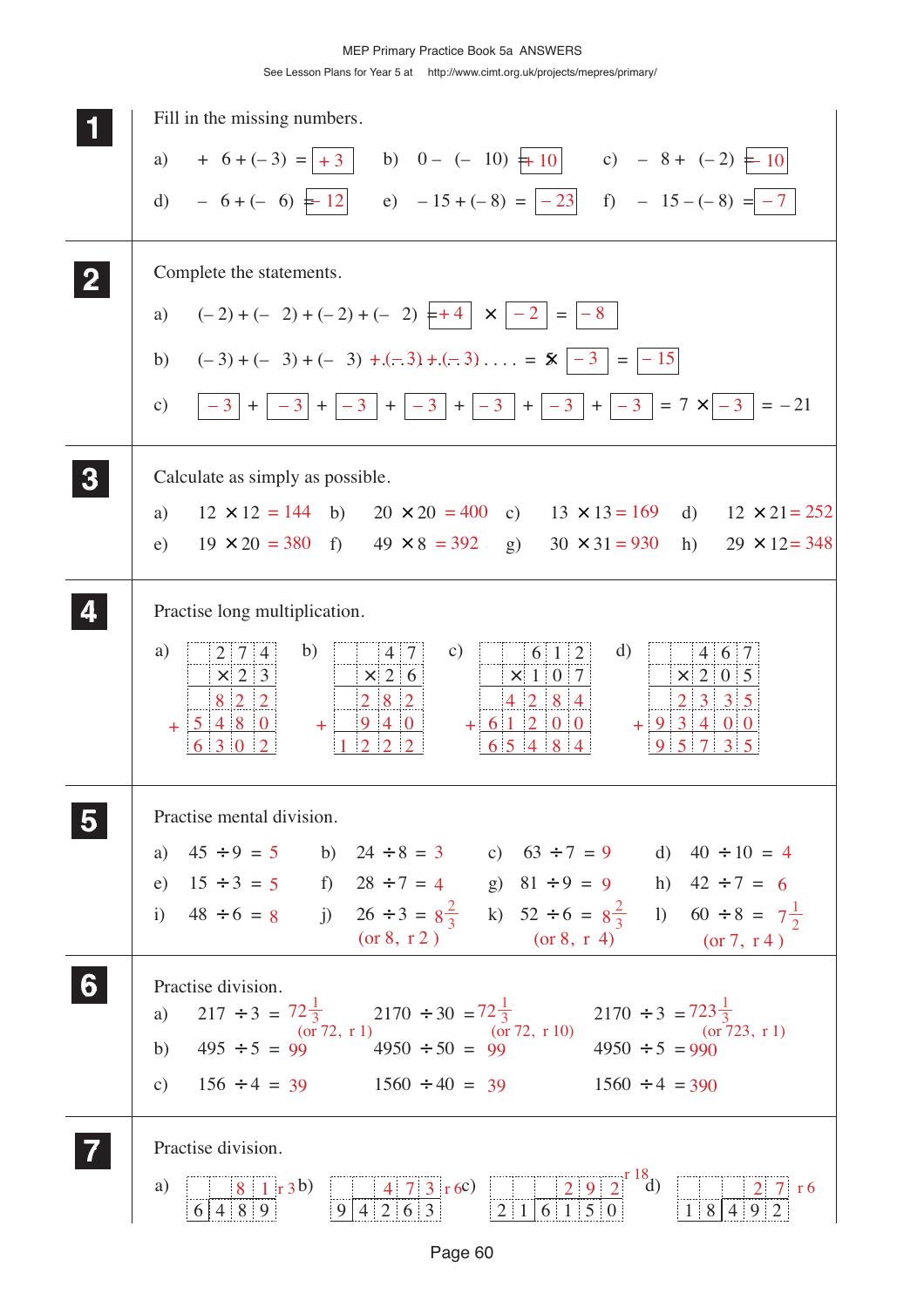MEP Primary Practice Book 5a ANSWERS

See Lesson Plans for Year 5 at http://www.cimt.org.uk/projects/mepres/primary/

**1** Fill in the missing numbers.

a) $+6 + (-3) = +3$  b) $0 - (-10) = +10$  c) $-8 + (-2) = -10$

d) $-6 + (-6) = -12$  e) $-15 + (-8) = -23$  f) $-15 - (-8) = -7$

**2** Complete the statements.

a) $(-2) + (-2) + (-2) + (-2) = +4 \times -2 = -8$

b) $(-3) + (-3) + (-3) + (-3) + (-3) \ldots\ldots = 5 \times -3 = -15$

c) $-3 + -3 + -3 + -3 + -3 + -3 + -3 = 7 \times -3 = -21$

**3** Calculate as simply as possible.

a) $12 \times 12 = 144$  b) $20 \times 20 = 400$  c) $13 \times 13 = 169$  d) $12 \times 21 = 252$

e) $19 \times 20 = 380$  f) $49 \times 8 = 392$  g) $30 \times 31 = 930$  h) $29 \times 12 = 348$

**4** Practise long multiplication.

a)
```
     2 7 4
   × 2 3
     8 2 2
 + 5 4 8 0
   6 3 0 2
```

b)
```
       4 7
   ×  2 6
     2 8 2
 +   9 4 0
   1 2 2 2
```

c)
```
       6 1 2
   ×   1 0 7
       4 2 8 4
 + 6 1 2 0 0
   6 5 4 8 4
```

d)
```
       4 6 7
   ×   2 0 5
       2 3 3 5
 + 9 3 4 0 0
   9 5 7 3 5
```

**5** Practise mental division.

a) $45 \div 9 = 5$  b) $24 \div 8 = 3$  c) $63 \div 7 = 9$  d) $40 \div 10 = 4$

e) $15 \div 3 = 5$  f) $28 \div 7 = 4$  g) $81 \div 9 = 9$  h) $42 \div 7 = 6$

i) $48 \div 6 = 8$  j) $26 \div 3 = 8\frac{2}{3}$ (or 8, r 2)  k) $52 \div 6 = 8\frac{2}{3}$ (or 8, r 4)  l) $60 \div 8 = 7\frac{1}{2}$ (or 7, r 4)

**6** Practise division.

a) $217 \div 3 = 72\frac{1}{3}$ (or 72, r 1)  $2170 \div 30 = 72\frac{1}{3}$ (or 72, r 10)  $2170 \div 3 = 723\frac{1}{3}$ (or 723, r 1)

b) $495 \div 5 = 99$  $4950 \div 50 = 99$  $4950 \div 5 = 990$

c) $156 \div 4 = 39$  $1560 \div 40 = 39$  $1560 \div 4 = 390$

**7** Practise division.

a) $489 \div 6 = 81$ r 3  b) $4263 \div 9 = 473$ r 6  c) $6150 \div 21 = 292$ r 18  d) $492 \div 18 = 27$ r 6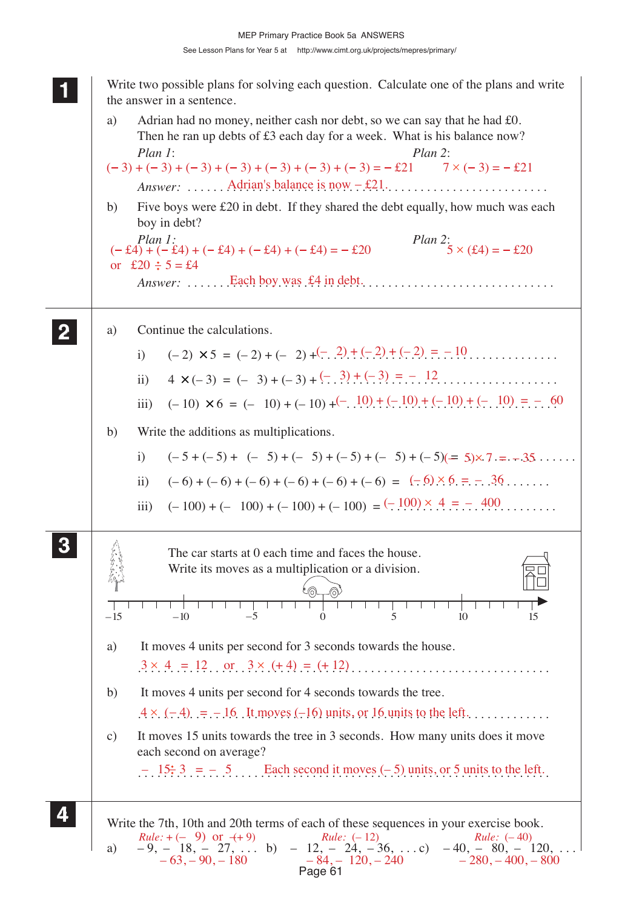## 1

Write two possible plans for solving each question. Calculate one of the plans and write the answer in a sentence.

a) Adrian had no money, neither cash nor debt, so we can say that he had £0. Then he ran up debts of £3 each day for a week. What is his balance now?

*Plan 1*: $(-3) + (-3) + (-3) + (-3) + (-3) + (-3) + (-3) = -£21$

*Plan 2*: $7 \times (-3) = -£21$

*Answer*: Adrian's balance is now $-£21$.

b) Five boys were £20 in debt. If they shared the debt equally, how much was each boy in debt?

*Plan 1*: $(-£4) + (-£4) + (-£4) + (-£4) + (-£4) = -£20$ or $£20 \div 5 = £4$

*Plan 2*: $5 \times (£4) = -£20$

*Answer*: Each boy was £4 in debt.

## 2

a) Continue the calculations.

i) $(-2) \times 5 = (-2) + (-2) + (-2) + (-2) + (-2) = -10$

ii) $4 \times (-3) = (-3) + (-3) + (-3) + (-3) = -12$

iii) $(-10) \times 6 = (-10) + (-10) + (-10) + (-10) + (-10) + (-10) = -60$

b) Write the additions as multiplications.

i) $(-5 + (-5) + (-5) + (-5) + (-5) + (-5) + (-5)) = (-5) \times 7 = -35$

ii) $(-6) + (-6) + (-6) + (-6) + (-6) + (-6) = (-6) \times 6 = -36$

iii) $(-100) + (-100) + (-100) + (-100) = (-100) \times 4 = -400$

## 3

The car starts at 0 each time and faces the house. Write its moves as a multiplication or a division.

(Number line from $-15$ to $15$, tree on the left, house on the right.)

a) It moves 4 units per second for 3 seconds towards the house.

$3 \times 4 = 12$ or $3 \times (+4) = (+12)$

b) It moves 4 units per second for 4 seconds towards the tree.

$4 \times (-4) = -16$ It moves $(-16)$ units, or 16 units to the left.

c) It moves 15 units towards the tree in 3 seconds. How many units does it move each second on average?

$-15 \div 3 = -5$ Each second it moves $(-5)$ units, or 5 units to the left.

## 4

Write the 7th, 10th and 20th terms of each of these sequences in your exercise book.

a) $-9, -18, -27, \ldots$ *Rule*: $+(-9)$ or $-(+9)$; $-63, -90, -180$

b) $-12, -24, -36, \ldots$ *Rule*: $(-12)$; $-84, -120, -240$

c) $-40, -80, -120, \ldots$ *Rule*: $(-40)$; $-280, -400, -800$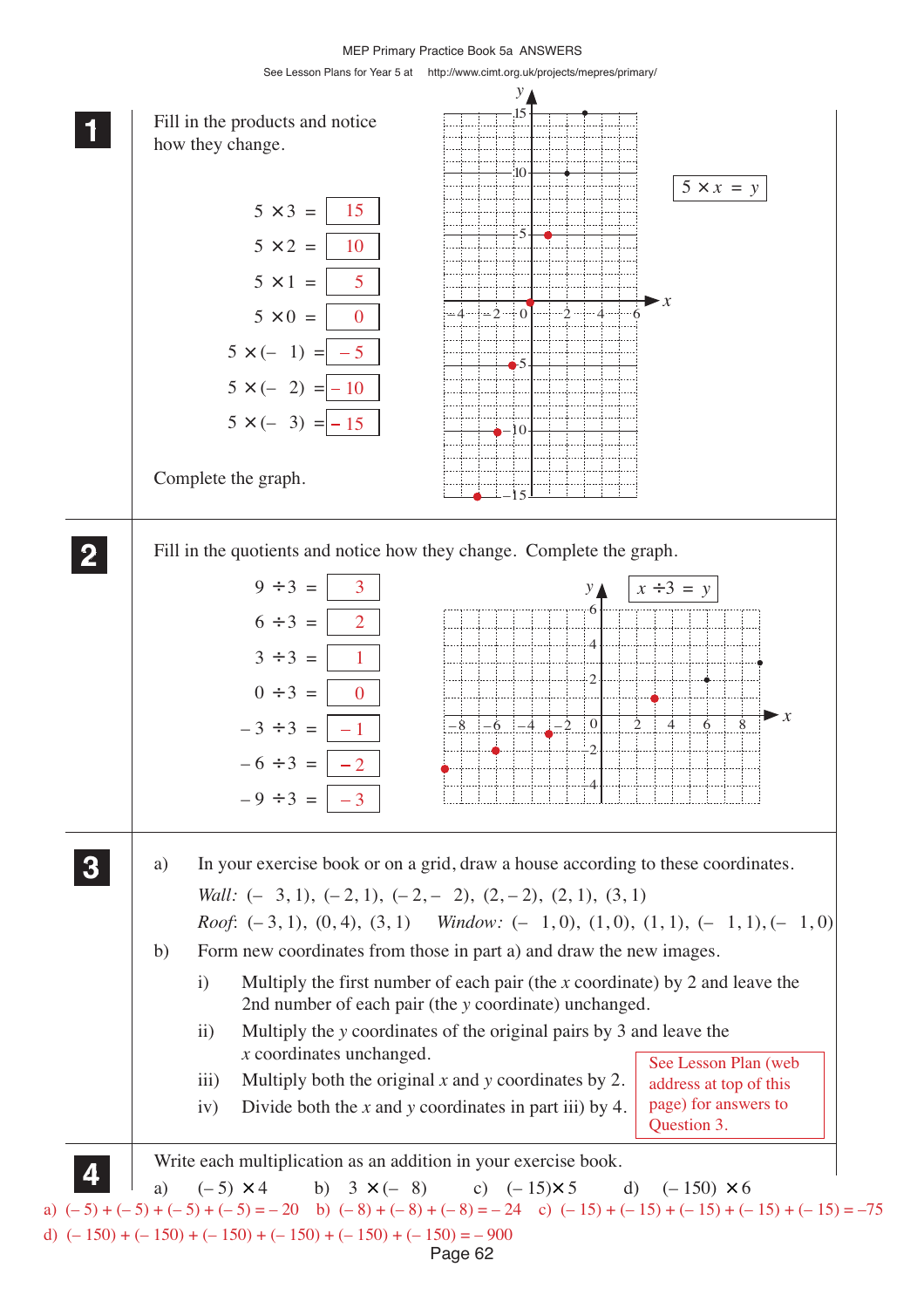MEP Primary Practice Book 5a ANSWERS

See Lesson Plans for Year 5 at http://www.cimt.org.uk/projects/mepres/primary/

**1** Fill in the products and notice how they change.

$5 \times 3 =$ 15

$5 \times 2 =$ 10

$5 \times 1 =$ 5

$5 \times 0 =$ 0

$5 \times (-1) =$ $-5$

$5 \times (-2) =$ $-10$

$5 \times (-3) =$ $-15$

Complete the graph.

$5 \times x = y$

**2** Fill in the quotients and notice how they change. Complete the graph.

$9 \div 3 =$ 3

$6 \div 3 =$ 2

$3 \div 3 =$ 1

$0 \div 3 =$ 0

$-3 \div 3 =$ $-1$

$-6 \div 3 =$ $-2$

$-9 \div 3 =$ $-3$

$x \div 3 = y$

**3**

a) In your exercise book or on a grid, draw a house according to these coordinates.

*Wall:* $(-3, 1)$, $(-2, 1)$, $(-2, -2)$, $(2, -2)$, $(2, 1)$, $(3, 1)$

*Roof:* $(-3, 1)$, $(0, 4)$, $(3, 1)$ *Window:* $(-1, 0)$, $(1, 0)$, $(1, 1)$, $(-1, 1)$, $(-1, 0)$

b) Form new coordinates from those in part a) and draw the new images.

i) Multiply the first number of each pair (the $x$ coordinate) by 2 and leave the 2nd number of each pair (the $y$ coordinate) unchanged.

ii) Multiply the $y$ coordinates of the original pairs by 3 and leave the $x$ coordinates unchanged.

iii) Multiply both the original $x$ and $y$ coordinates by 2.

iv) Divide both the $x$ and $y$ coordinates in part iii) by 4.

See Lesson Plan (web address at top of this page) for answers to Question 3.

**4** Write each multiplication as an addition in your exercise book.

a) $(-5) \times 4$ b) $3 \times (-8)$ c) $(-15) \times 5$ d) $(-150) \times 6$

a) $(-5) + (-5) + (-5) + (-5) = -20$ b) $(-8) + (-8) + (-8) = -24$ c) $(-15) + (-15) + (-15) + (-15) + (-15) = -75$

d) $(-150) + (-150) + (-150) + (-150) + (-150) + (-150) = -900$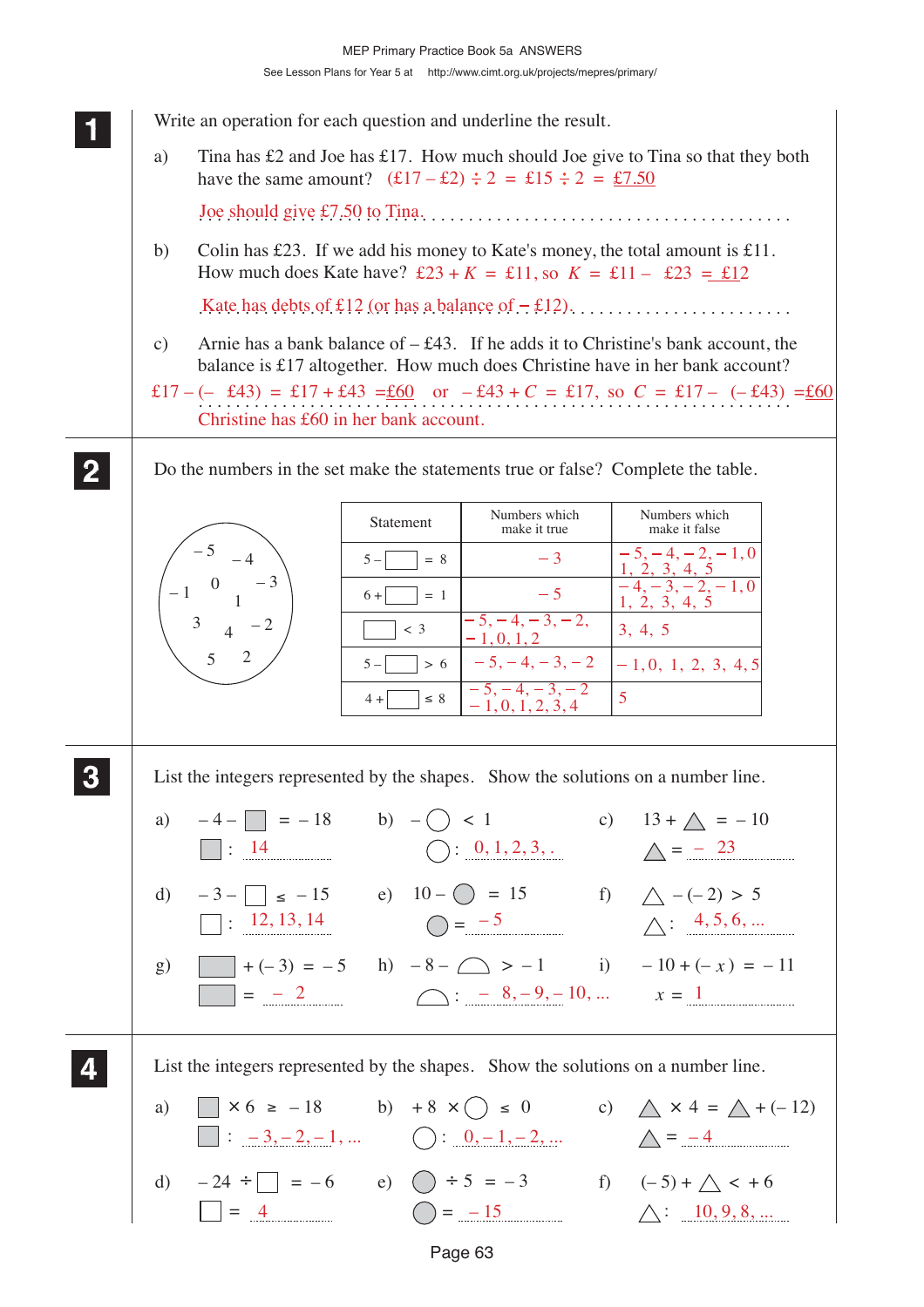## 1

Write an operation for each question and underline the result.

a) Tina has £2 and Joe has £17. How much should Joe give to Tina so that they both have the same amount? (£17 – £2) ÷ 2 = £15 ÷ 2 = £7.50

Joe should give £7.50 to Tina.

b) Colin has £23. If we add his money to Kate's money, the total amount is £11. How much does Kate have? £23 + $K$ = £11, so $K$ = £11 – £23 = – £12

Kate has debts of £12 (or has a balance of – £12).

c) Arnie has a bank balance of – £43. If he adds it to Christine's bank account, the balance is £17 altogether. How much does Christine have in her bank account?

£17 – (– £43) = £17 + £43 = £60 or – £43 + $C$ = £17, so $C$ = £17 – (– £43) = £60

Christine has £60 in her bank account.

## 2

Do the numbers in the set make the statements true or false? Complete the table.

Set: – 5, – 4, – 1, 0, – 3, 1, 3, 4, – 2, 5, 2

| Statement | Numbers which make it true | Numbers which make it false |
|---|---|---|
| 5 – ☐ = 8 | – 3 | – 5, – 4, – 2, – 1, 0, 1, 2, 3, 4, 5 |
| 6 + ☐ = 1 | – 5 | – 4, – 3, – 2, – 1, 0, 1, 2, 3, 4, 5 |
| ☐ < 3 | – 5, – 4, – 3, – 2, – 1, 0, 1, 2 | 3, 4, 5 |
| 5 – ☐ > 6 | – 5, – 4, – 3, – 2 | – 1, 0, 1, 2, 3, 4, 5 |
| 4 + ☐ ≤ 8 | – 5, – 4, – 3, – 2, – 1, 0, 1, 2, 3, 4 | 5 |

## 3

List the integers represented by the shapes. Show the solutions on a number line.

a) – 4 – ■ = – 18  ■ : 14

b) – ○ < 1  ○ : 0, 1, 2, 3, ...

c) 13 + △ = – 10  △ = – 23

d) – 3 – ☐ ≤ – 15  ☐ : 12, 13, 14

e) 10 – ● = 15  ● = – 5

f) △ – (– 2) > 5  △ : 4, 5, 6, ...

g) ■ + (– 3) = – 5  ■ = – 2

h) – 8 – ⌓ > – 1  ⌓ : – 8, – 9, – 10, ...

i) – 10 + (– $x$) = – 11  $x$ = 1

## 4

List the integers represented by the shapes. Show the solutions on a number line.

a) ■ × 6 ≥ – 18  ■ : – 3, – 2, – 1, ...

b) + 8 × ○ ≤ 0  ○ : 0, – 1, – 2, ...

c) △ × 4 = △ + (– 12)  △ = – 4

d) – 24 ÷ ☐ = – 6  ☐ = 4

e) ● ÷ 5 = – 3  ● = – 15

f) (– 5) + △ < + 6  △ : 10, 9, 8, ...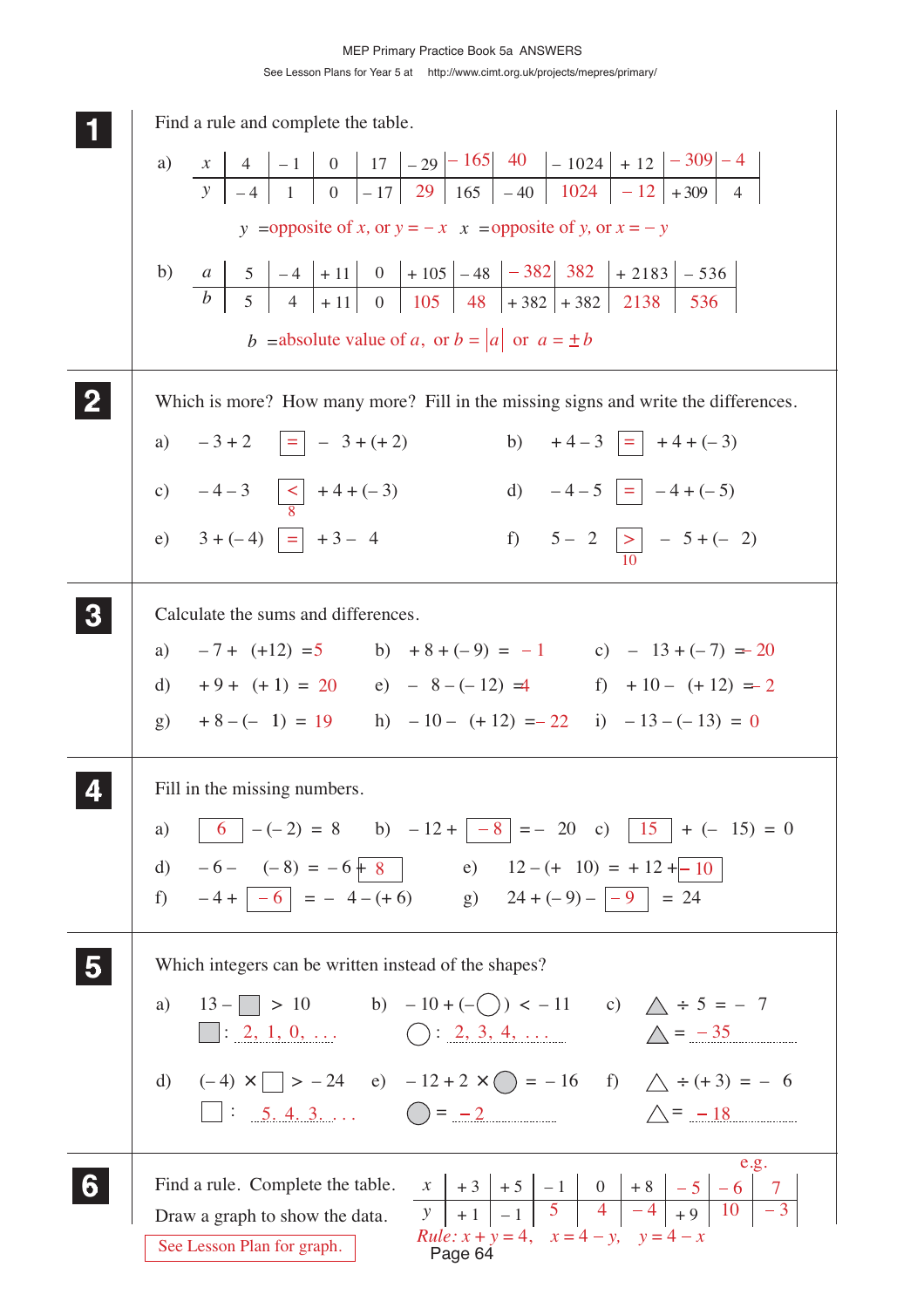**1** Find a rule and complete the table.

a)

| $x$ | 4 | $-1$ | 0 | 17 | $-29$ | $-165$ | 40 | $-1024$ | $+12$ | $-309$ | $-4$ |
|---|---|---|---|---|---|---|---|---|---|---|---|
| $y$ | $-4$ | 1 | 0 | $-17$ | 29 | 165 | $-40$ | 1024 | $-12$ | $+309$ | 4 |

$y$ = opposite of $x$, or $y = -x$ $x$ = opposite of $y$, or $x = -y$

b)

| $a$ | 5 | $-4$ | $+11$ | 0 | $+105$ | $-48$ | $-382$ | 382 | $+2183$ | $-536$ |
|---|---|---|---|---|---|---|---|---|---|---|
| $b$ | 5 | 4 | $+11$ | 0 | 105 | 48 | $+382$ | $+382$ | 2138 | 536 |

$b$ = absolute value of $a$, or $b = |a|$ or $a = \pm b$

**2** Which is more? How many more? Fill in the missing signs and write the differences.

a) $-3+2$ [=] $-3+(+2)$

b) $+4-3$ [=] $+4+(-3)$

c) $-4-3$ [<] $+4+(-3)$ 8

d) $-4-5$ [=] $-4+(-5)$

e) $3+(-4)$ [=] $+3-4$

f) $5-2$ [>] $-5+(-2)$ 10

**3** Calculate the sums and differences.

a) $-7+(+12) = 5$

b) $+8+(-9) = -1$

c) $-13+(-7) = -20$

d) $+9+(+1) = 20$

e) $-8-(-12) = 4$

f) $+10-(+12) = -2$

g) $+8-(-1) = 19$

h) $-10-(+12) = -22$

i) $-13-(-13) = 0$

**4** Fill in the missing numbers.

a) [6] $-(-2) = 8$

b) $-12+$ [$-8$] $= -20$

c) [15] $+(-15) = 0$

d) $-6-(-8) = -6+$ [8]

e) $12-(+10) = +12+$ [$-10$]

f) $-4+$ [$-6$] $= -4-(+6)$

g) $24+(-9)-$ [$-9$] $= 24$

**5** Which integers can be written instead of the shapes?

a) $13 - \square > 10$ $\square$: 2, 1, 0, . . .

b) $-10+(-\bigcirc) < -11$ $\bigcirc$: 2, 3, 4, . . .

c) $\triangle \div 5 = -7$ $\triangle = -35$

d) $(-4)\times\square > -24$ $\square$: 5, 4, 3, . . .

e) $-12+2\times\bigcirc = -16$ $\bigcirc = -2$

f) $\triangle \div (+3) = -6$ $\triangle = -18$

**6** Find a rule. Complete the table.

Draw a graph to show the data.

| $x$ | $+3$ | $+5$ | $-1$ | 0 | $+8$ | $-5$ | $-6$ | 7 |
|---|---|---|---|---|---|---|---|---|
| $y$ | $+1$ | $-1$ | 5 | 4 | $-4$ | $+9$ | 10 | $-3$ |

e.g.

*Rule:* $x+y=4$, $x = 4-y$, $y = 4-x$

See Lesson Plan for graph.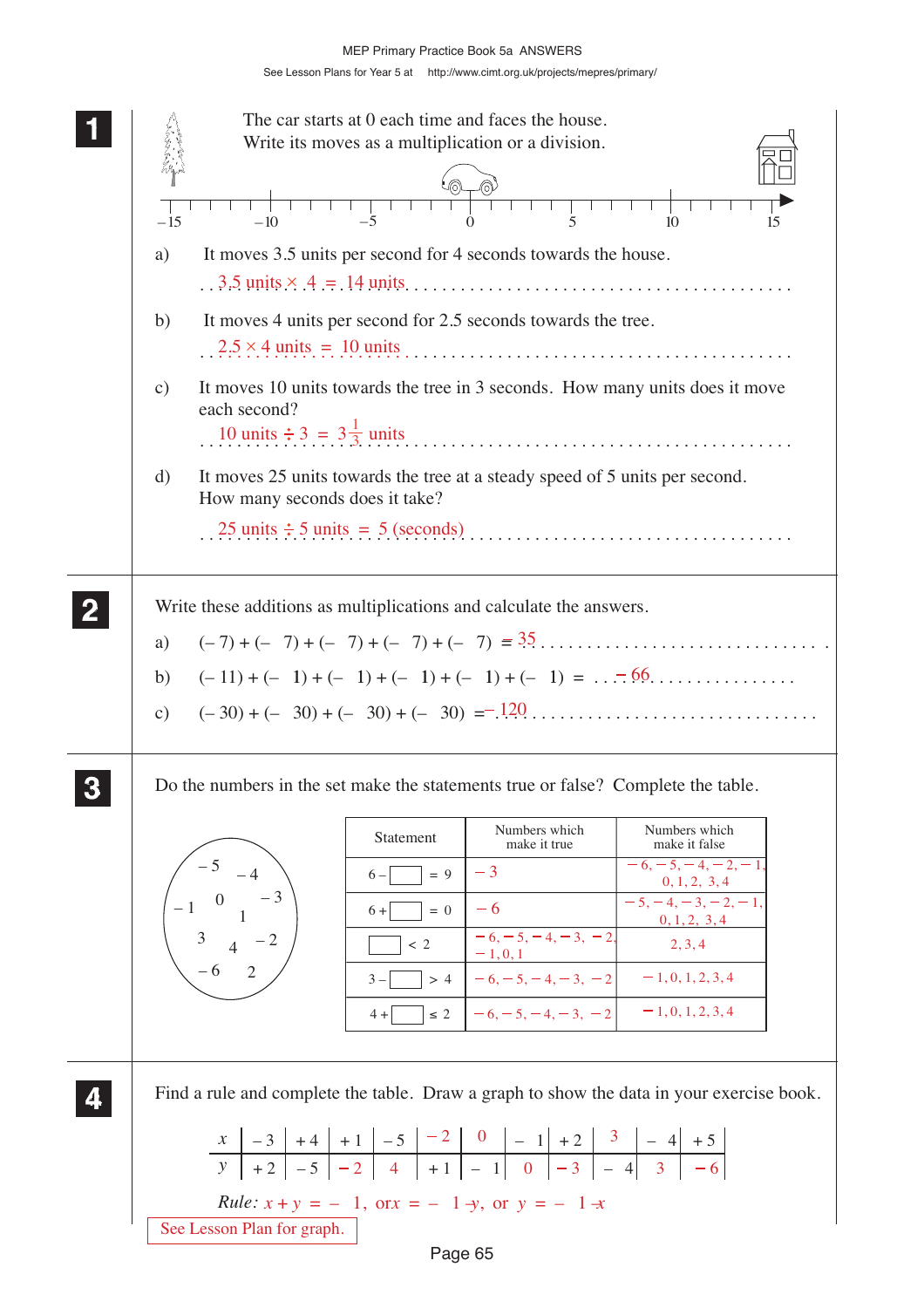**1**

The car starts at 0 each time and faces the house.
Write its moves as a multiplication or a division.

–15 –10 –5 0 5 10 15

a) It moves 3.5 units per second for 4 seconds towards the house.

3.5 units × 4 = 14 units

b) It moves 4 units per second for 2.5 seconds towards the tree.

2.5 × 4 units = 10 units

c) It moves 10 units towards the tree in 3 seconds. How many units does it move each second?

10 units ÷ 3 = $3\frac{1}{3}$ units

d) It moves 25 units towards the tree at a steady speed of 5 units per second. How many seconds does it take?

25 units ÷ 5 units = 5 (seconds)

**2**

Write these additions as multiplications and calculate the answers.

a) (– 7) + (– 7) + (– 7) + (– 7) + (– 7) = 35

b) (– 11) + (– 1) + (– 1) + (– 1) + (– 1) + (– 1) = – 66

c) (– 30) + (– 30) + (– 30) + (– 30) = – 120

**3**

Do the numbers in the set make the statements true or false? Complete the table.

Set: – 5, – 4, – 1, 0, – 3, 1, 3, 4, – 2, – 6, 2

| Statement | Numbers which make it true | Numbers which make it false |
|---|---|---|
| 6 – ☐ = 9 | – 3 | – 6, – 5, – 4, – 2, – 1, 0, 1, 2, 3, 4 |
| 6 + ☐ = 0 | – 6 | – 5, – 4, – 3, – 2, – 1, 0, 1, 2, 3, 4 |
| ☐ < 2 | – 6, – 5, – 4, – 3, – 2, – 1, 0, 1 | 2, 3, 4 |
| 3 – ☐ > 4 | – 6, – 5, – 4, – 3, – 2 | – 1, 0, 1, 2, 3, 4 |
| 4 + ☐ ≤ 2 | – 6, – 5, – 4, – 3, – 2 | – 1, 0, 1, 2, 3, 4 |

**4**

Find a rule and complete the table. Draw a graph to show the data in your exercise book.

| x | – 3 | + 4 | + 1 | – 5 | – 2 | 0 | – 1 | + 2 | 3 | – 4 | + 5 |
|---|---|---|---|---|---|---|---|---|---|---|---|
| y | + 2 | – 5 | – 2 | 4 | + 1 | – 1 | 0 | – 3 | – 4 | 3 | – 6 |

*Rule:* $x + y = -1$, or $x = -1 - y$, or $y = -1 - x$

See Lesson Plan for graph.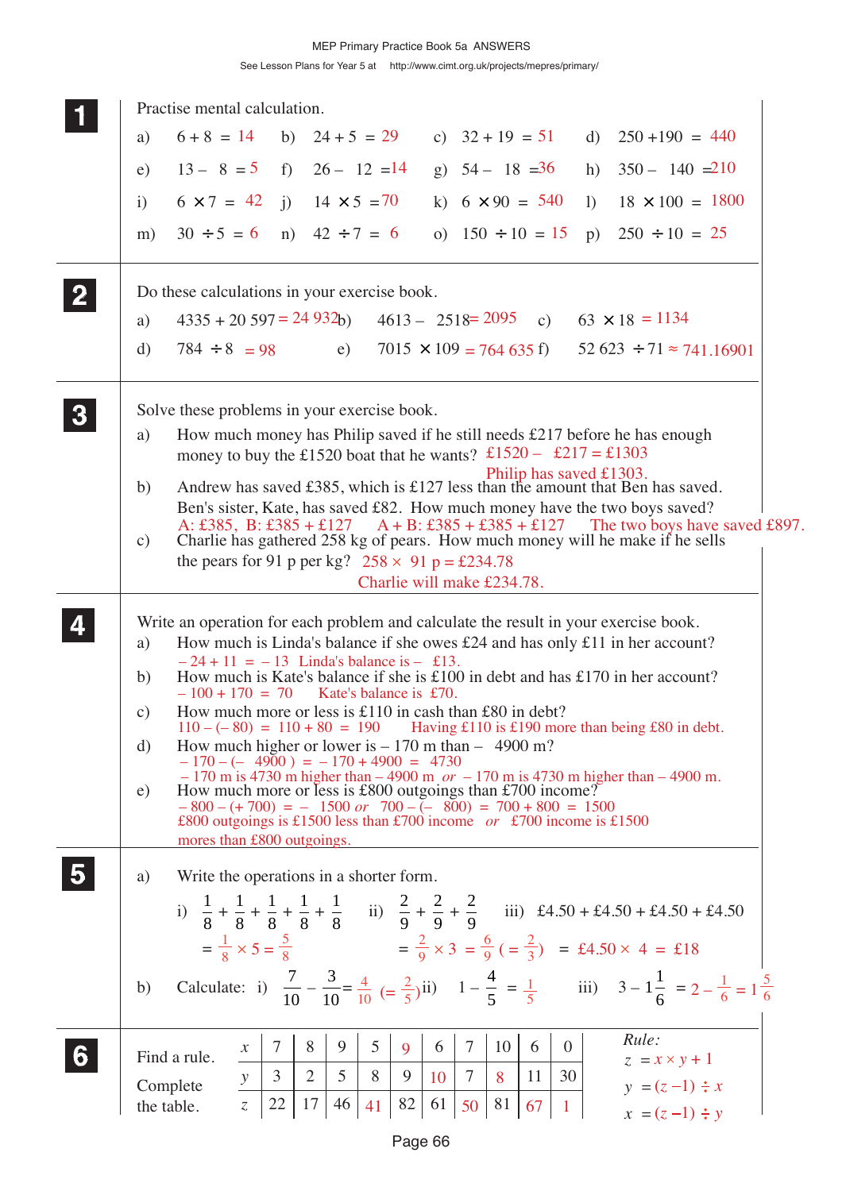## 1

Practise mental calculation.

a) $6 + 8 = 14$  b) $24 + 5 = 29$  c) $32 + 19 = 51$  d) $250 + 190 = 440$

e) $13 - 8 = 5$  f) $26 - 12 = 14$  g) $54 - 18 = 36$  h) $350 - 140 = 210$

i) $6 \times 7 = 42$  j) $14 \times 5 = 70$  k) $6 \times 90 = 540$  l) $18 \times 100 = 1800$

m) $30 \div 5 = 6$  n) $42 \div 7 = 6$  o) $150 \div 10 = 15$  p) $250 \div 10 = 25$

## 2

Do these calculations in your exercise book.

a) $4335 + 20\,597 = 24\,932$  b) $4613 - 2518 = 2095$  c) $63 \times 18 = 1134$

d) $784 \div 8 = 98$  e) $7015 \times 109 = 764\,635$  f) $52\,623 \div 71 \approx 741.16901$

## 3

Solve these problems in your exercise book.

a) How much money has Philip saved if he still needs £217 before he has enough money to buy the £1520 boat that he wants? £1520 – £217 = £1303

Philip has saved £1303.

b) Andrew has saved £385, which is £127 less than the amount that Ben has saved. Ben's sister, Kate, has saved £82. How much money have the two boys saved?

A: £385, B: £385 + £127  A + B: £385 + £385 + £127  The two boys have saved £897.

c) Charlie has gathered 258 kg of pears. How much money will he make if he sells the pears for 91 p per kg? 258 × 91 p = £234.78

Charlie will make £234.78.

## 4

Write an operation for each problem and calculate the result in your exercise book.

a) How much is Linda's balance if she owes £24 and has only £11 in her account?

$-24 + 11 = -13$  Linda's balance is – £13.

b) How much is Kate's balance if she is £100 in debt and has £170 in her account?

$-100 + 170 = 70$  Kate's balance is £70.

c) How much more or less is £110 in cash than £80 in debt?

$110 - (-80) = 110 + 80 = 190$  Having £110 is £190 more than being £80 in debt.

d) How much higher or lower is – 170 m than – 4900 m?

$-170 - (-4900) = -170 + 4900 = 4730$

– 170 m is 4730 m higher than – 4900 m *or* – 170 m is 4730 m higher than – 4900 m.

e) How much more or less is £800 outgoings than £700 income?

$-800 - (+700) = -1500$ *or* $700 - (-800) = 700 + 800 = 1500$

£800 outgoings is £1500 less than £700 income *or* £700 income is £1500 mores than £800 outgoings.

## 5

a) Write the operations in a shorter form.

i) $\frac{1}{8} + \frac{1}{8} + \frac{1}{8} + \frac{1}{8} + \frac{1}{8} = \frac{1}{8} \times 5 = \frac{5}{8}$

ii) $\frac{2}{9} + \frac{2}{9} + \frac{2}{9} = \frac{2}{9} \times 3 = \frac{6}{9}\ (= \frac{2}{3})$

iii) £4.50 + £4.50 + £4.50 + £4.50 = £4.50 × 4 = £18

b) Calculate: i) $\frac{7}{10} - \frac{3}{10} = \frac{4}{10}\ (= \frac{2}{5})$  ii) $1 - \frac{4}{5} = \frac{1}{5}$  iii) $3 - 1\frac{1}{6} = 2 - \frac{1}{6} = 1\frac{5}{6}$

## 6

Find a rule. Complete the table.

| $x$ | 7 | 8 | 9 | 5 | 9 | 6 | 7 | 10 | 6 | 0 |
|---|---|---|---|---|---|---|---|---|---|---|
| $y$ | 3 | 2 | 5 | 8 | 9 | 10 | 7 | 8 | 11 | 30 |
| $z$ | 22 | 17 | 46 | 41 | 82 | 61 | 50 | 81 | 67 | 1 |

*Rule:*

$z = x \times y + 1$

$y = (z - 1) \div x$

$x = (z - 1) \div y$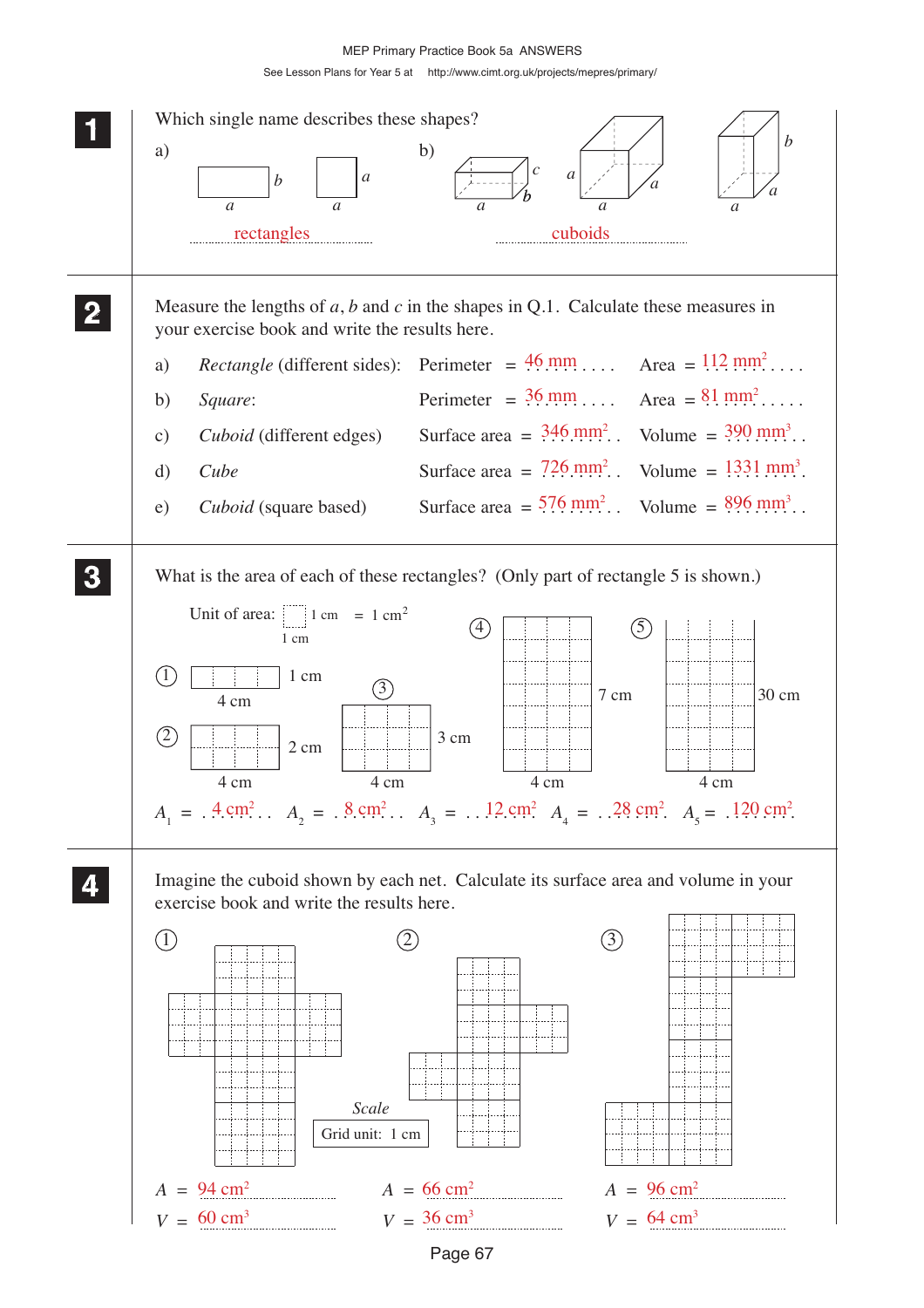**1** Which single name describes these shapes?

a) rectangles

b) cuboids

**2** Measure the lengths of $a$, $b$ and $c$ in the shapes in Q.1. Calculate these measures in your exercise book and write the results here.

a) *Rectangle* (different sides): Perimeter = 46 mm Area = 112 mm$^2$

b) *Square*: Perimeter = 36 mm Area = 81 mm$^2$

c) *Cuboid* (different edges) Surface area = 346 mm$^2$ Volume = 390 mm$^3$

d) *Cube* Surface area = 726 mm$^2$ Volume = 1331 mm$^3$

e) *Cuboid* (square based) Surface area = 576 mm$^2$ Volume = 896 mm$^3$

**3** What is the area of each of these rectangles? (Only part of rectangle 5 is shown.)

Unit of area: 1 cm × 1 cm = 1 cm$^2$

① 4 cm × 1 cm ② 4 cm × 2 cm ③ 4 cm × 3 cm ④ 4 cm × 7 cm ⑤ 4 cm × 30 cm

$A_1$ = 4 cm$^2$ $A_2$ = 8 cm$^2$ $A_3$ = 12 cm$^2$ $A_4$ = 28 cm$^2$ $A_5$ = 120 cm$^2$

**4** Imagine the cuboid shown by each net. Calculate its surface area and volume in your exercise book and write the results here.

*Scale* Grid unit: 1 cm

① $A$ = 94 cm$^2$, $V$ = 60 cm$^3$

② $A$ = 66 cm$^2$, $V$ = 36 cm$^3$

③ $A$ = 96 cm$^2$, $V$ = 64 cm$^3$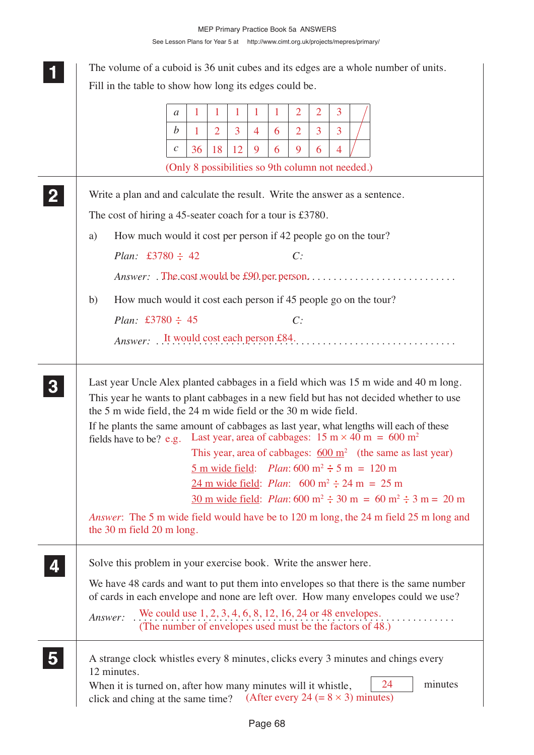**1** The volume of a cuboid is 36 unit cubes and its edges are a whole number of units.

Fill in the table to show how long its edges could be.

| $a$ | 1 | 1 | 1 | 1 | 1 | 2 | 2 | 3 | / |
|---|---|---|---|---|---|---|---|---|---|
| $b$ | 1 | 2 | 3 | 4 | 6 | 2 | 3 | 3 | / |
| $c$ | 36 | 18 | 12 | 9 | 6 | 9 | 6 | 4 | / |

(Only 8 possibilities so 9th column not needed.)

---

**2** Write a plan and and calculate the result. Write the answer as a sentence.

The cost of hiring a 45-seater coach for a tour is £3780.

a) How much would it cost per person if 42 people go on the tour?

*Plan:* £3780 ÷ 42 *C:*

*Answer:* The cost would be £90 per person.

b) How much would it cost each person if 45 people go on the tour?

*Plan:* £3780 ÷ 45 *C:*

*Answer:* It would cost each person £84.

---

**3** Last year Uncle Alex planted cabbages in a field which was 15 m wide and 40 m long.

This year he wants to plant cabbages in a new field but has not decided whether to use the 5 m wide field, the 24 m wide field or the 30 m wide field.

If he plants the same amount of cabbages as last year, what lengths will each of these fields have to be? e.g. Last year, area of cabbages: $15\text{ m} \times 40\text{ m} = 600\text{ m}^2$

This year, area of cabbages: $600\text{ m}^2$ (the same as last year)

5 m wide field: *Plan*: $600\text{ m}^2 \div 5\text{ m} = 120\text{ m}$

24 m wide field: *Plan*: $600\text{ m}^2 \div 24\text{ m} = 25\text{ m}$

30 m wide field: *Plan*: $600\text{ m}^2 \div 30\text{ m} = 60\text{ m}^2 \div 3\text{ m} = 20\text{ m}$

*Answer*: The 5 m wide field would have be to 120 m long, the 24 m field 25 m long and the 30 m field 20 m long.

---

**4** Solve this problem in your exercise book. Write the answer here.

We have 48 cards and want to put them into envelopes so that there is the same number of cards in each envelope and none are left over. How many envelopes could we use?

*Answer:* We could use 1, 2, 3, 4, 6, 8, 12, 16, 24 or 48 envelopes.
(The number of envelopes used must be the factors of 48.)

---

**5** A strange clock whistles every 8 minutes, clicks every 3 minutes and chings every 12 minutes.

When it is turned on, after how many minutes will it whistle, click and ching at the same time? **24** minutes

(After every 24 ($= 8 \times 3$) minutes)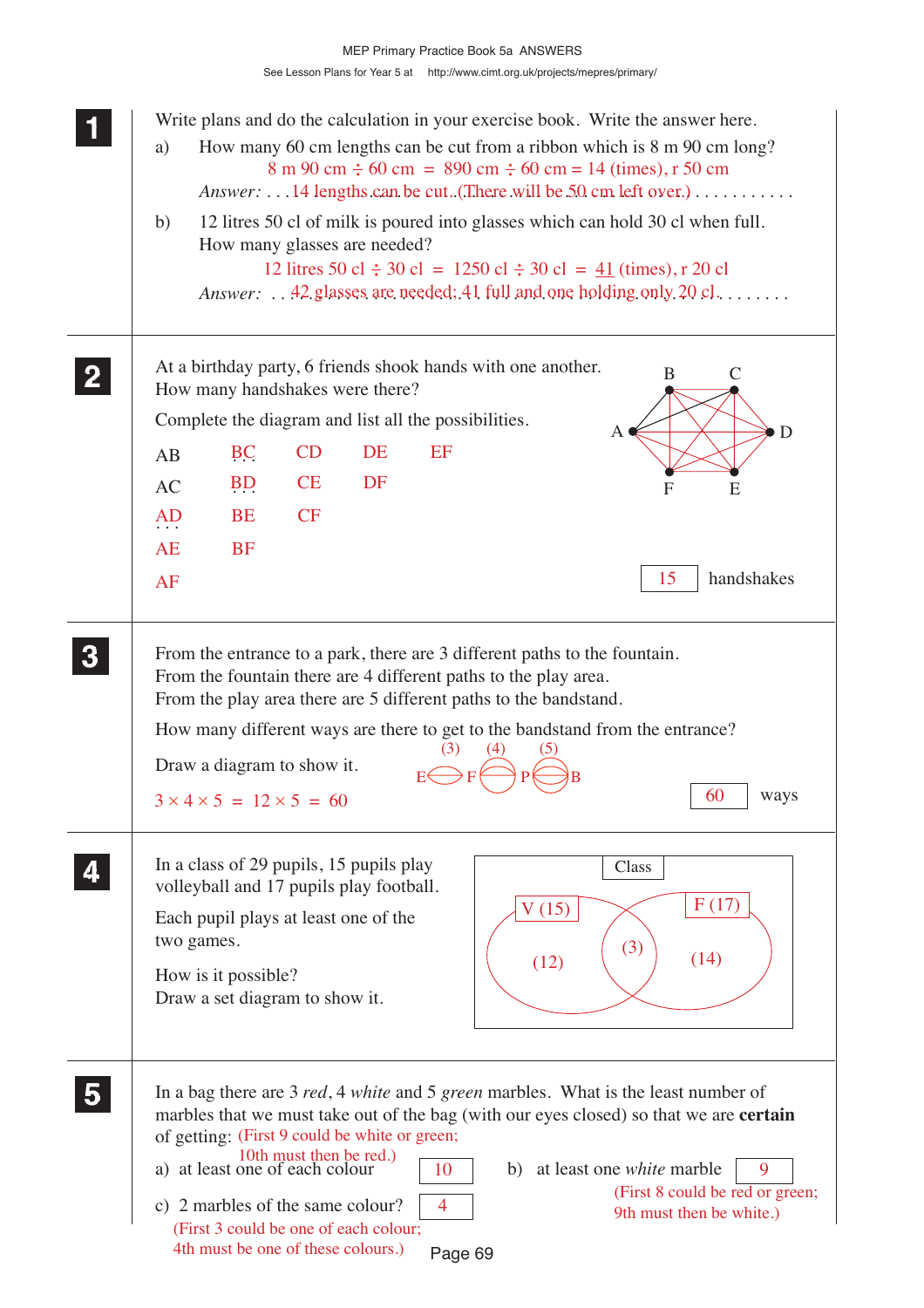**1** Write plans and do the calculation in your exercise book. Write the answer here.

a) How many 60 cm lengths can be cut from a ribbon which is 8 m 90 cm long?

8 m 90 cm ÷ 60 cm = 890 cm ÷ 60 cm = 14 (times), r 50 cm

*Answer:* 14 lengths can be cut. (There will be 50 cm left over.)

b) 12 litres 50 cl of milk is poured into glasses which can hold 30 cl when full. How many glasses are needed?

12 litres 50 cl ÷ 30 cl = 1250 cl ÷ 30 cl = 41 (times), r 20 cl

*Answer:* 42 glasses are needed; 41 full and one holding only 20 cl.

---

**2** At a birthday party, 6 friends shook hands with one another. How many handshakes were there?

Complete the diagram and list all the possibilities.

| | | | | |
|---|---|---|---|---|
| AB | BC | CD | DE | EF |
| AC | BD | CE | DF | |
| AD | BE | CF | | |
| AE | BF | | | |
| AF | | | | |

(Diagram: points A, B, C, D, E, F joined by lines)

15 handshakes

---

**3** From the entrance to a park, there are 3 different paths to the fountain. From the fountain there are 4 different paths to the play area. From the play area there are 5 different paths to the bandstand.

How many different ways are there to get to the bandstand from the entrance?

Draw a diagram to show it.

E (3) F (4) P (5) B

$3 \times 4 \times 5 = 12 \times 5 = 60$

60 ways

---

**4** In a class of 29 pupils, 15 pupils play volleyball and 17 pupils play football.

Each pupil plays at least one of the two games.

How is it possible?
Draw a set diagram to show it.

(Set diagram: Class; V (15) with (12) only, F (17) with (14) only, (3) in both)

---

**5** In a bag there are 3 *red*, 4 *white* and 5 *green* marbles. What is the least number of marbles that we must take out of the bag (with our eyes closed) so that we are **certain** of getting:

a) at least one of each colour: 10
(First 9 could be white or green; 10th must then be red.)

b) at least one *white* marble: 9
(First 8 could be red or green; 9th must then be white.)

c) 2 marbles of the same colour? 4
(First 3 could be one of each colour; 4th must be one of these colours.)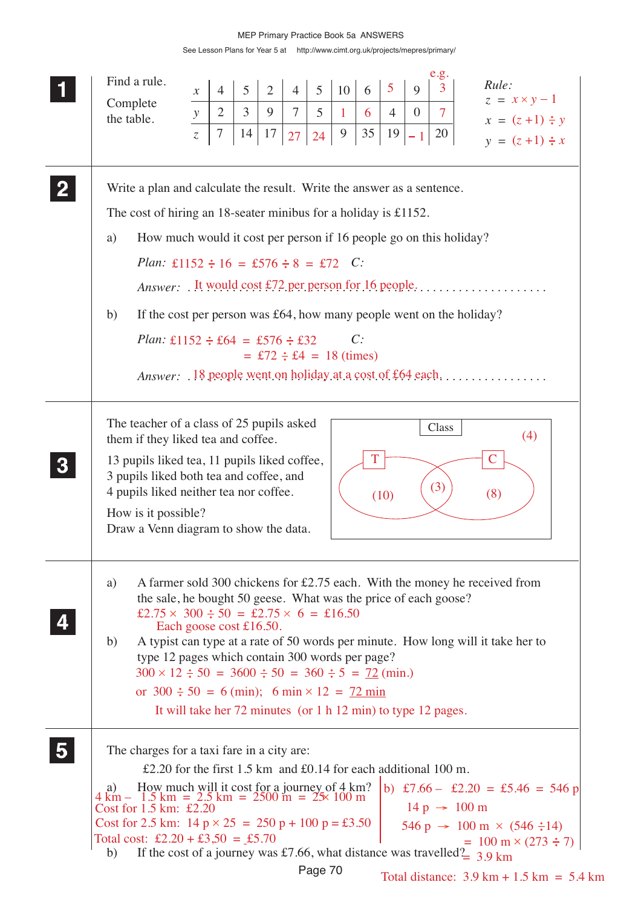MEP Primary Practice Book 5a ANSWERS

See Lesson Plans for Year 5 at http://www.cimt.org.uk/projects/mepres/primary/

**1**

Find a rule.

Complete the table.

| $x$ | 4 | 5 | 2 | 4 | 5 | 10 | 6 | 5 | 9 | 3 (e.g.) |
|---|---|---|---|---|---|---|---|---|---|---|
| $y$ | 2 | 3 | 9 | 7 | 5 | 1 | 6 | 4 | 0 | 7 |
| $z$ | 7 | 14 | 17 | 27 | 24 | 9 | 35 | 19 | – 1 | 20 |

*Rule:*

$z = x \times y - 1$

$x = (z + 1) \div y$

$y = (z + 1) \div x$

**2**

Write a plan and calculate the result. Write the answer as a sentence.

The cost of hiring an 18-seater minibus for a holiday is £1152.

a) How much would it cost per person if 16 people go on this holiday?

*Plan:* £1152 ÷ 16 = £576 ÷ 8 = £72 *C:*

*Answer:* It would cost £72 per person for 16 people.

b) If the cost per person was £64, how many people went on the holiday?

*Plan:* £1152 ÷ £64 = £576 ÷ £32 *C:*
= £72 ÷ £4 = 18 (times)

*Answer:* 18 people went on holiday at a cost of £64 each.

**3**

The teacher of a class of 25 pupils asked them if they liked tea and coffee.

13 pupils liked tea, 11 pupils liked coffee, 3 pupils liked both tea and coffee, and 4 pupils liked neither tea nor coffee.

How is it possible?
Draw a Venn diagram to show the data.

Venn diagram: Class (4); T only (10); T and C (3); C only (8)

**4**

a) A farmer sold 300 chickens for £2.75 each. With the money he received from the sale, he bought 50 geese. What was the price of each goose?

£2.75 × 300 ÷ 50 = £2.75 × 6 = £16.50
Each goose cost £16.50.

b) A typist can type at a rate of 50 words per minute. How long will it take her to type 12 pages which contain 300 words per page?

300 × 12 ÷ 50 = 3600 ÷ 50 = 360 ÷ 5 = 72 (min.)

or 300 ÷ 50 = 6 (min); 6 min × 12 = 72 min

It will take her 72 minutes (or 1 h 12 min) to type 12 pages.

**5**

The charges for a taxi fare in a city are:

£2.20 for the first 1.5 km and £0.14 for each additional 100 m.

a) How much will it cost for a journey of 4 km?

4 km – 1.5 km = 2.5 km = 2500 m = 25 × 100 m
Cost for 1.5 km: £2.20
Cost for 2.5 km: 14 p × 25 = 250 p + 100 p = £3.50
Total cost: £2.20 + £3,50 = £5.70

b) If the cost of a journey was £7.66, what distance was travelled?

£7.66 – £2.20 = £5.46 = 546 p
14 p → 100 m
546 p → 100 m × (546 ÷ 14)
= 100 m × (273 ÷ 7)
= 3.9 km

Total distance: 3.9 km + 1.5 km = 5.4 km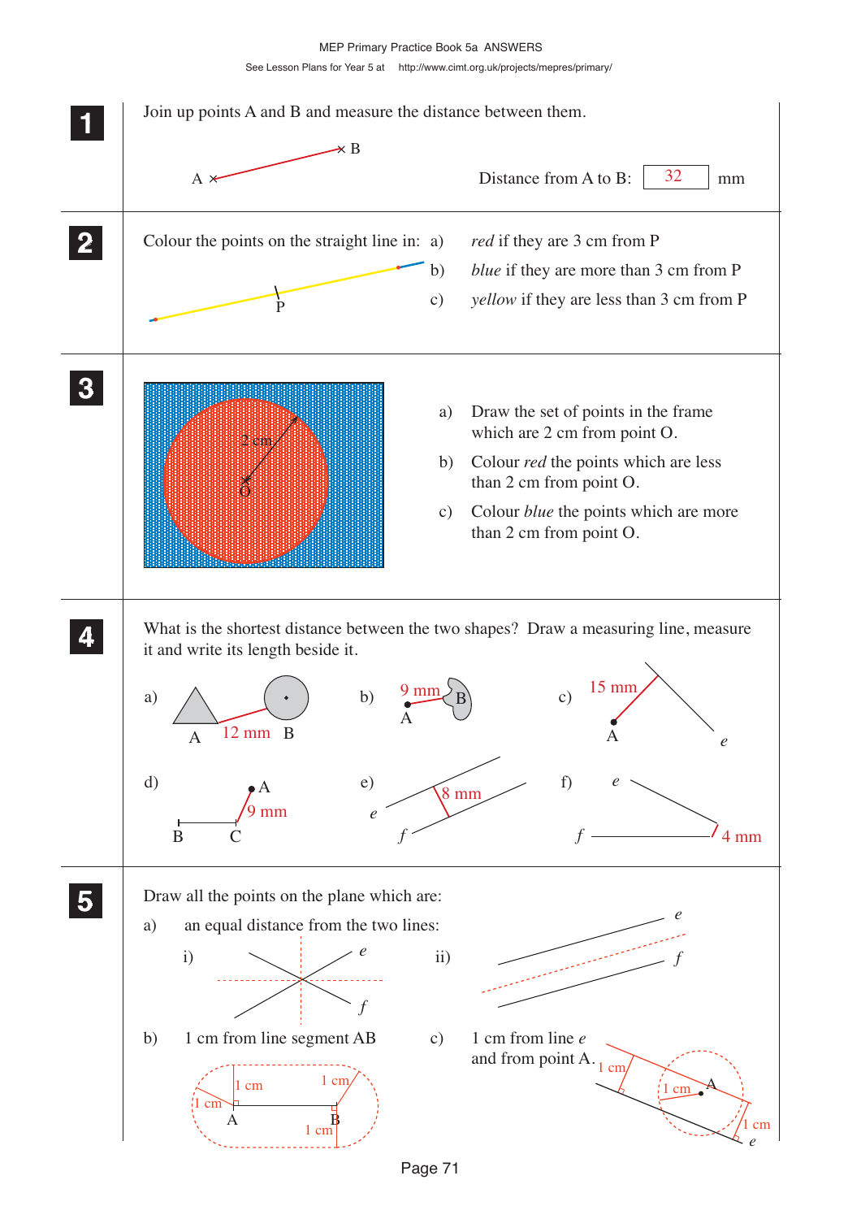**1** Join up points A and B and measure the distance between them.

A × ———— × B

Distance from A to B: 32 mm

**2** Colour the points on the straight line in:

a) *red* if they are 3 cm from P

b) *blue* if they are more than 3 cm from P

c) *yellow* if they are less than 3 cm from P

**3**

a) Draw the set of points in the frame which are 2 cm from point O.

b) Colour *red* the points which are less than 2 cm from point O.

c) Colour *blue* the points which are more than 2 cm from point O.

2 cm

O

**4** What is the shortest distance between the two shapes? Draw a measuring line, measure it and write its length beside it.

a) A 12 mm B

b) 9 mm A B

c) 15 mm A *e*

d) A 9 mm B C

e) *e* 8 mm *f*

f) *e* *f* 4 mm

**5** Draw all the points on the plane which are:

a) an equal distance from the two lines:

i) *e* *f*

ii) *e* *f*

b) 1 cm from line segment AB

1 cm 1 cm 1 cm 1 cm A B

c) 1 cm from line *e* and from point A.

1 cm 1 cm A 1 cm *e*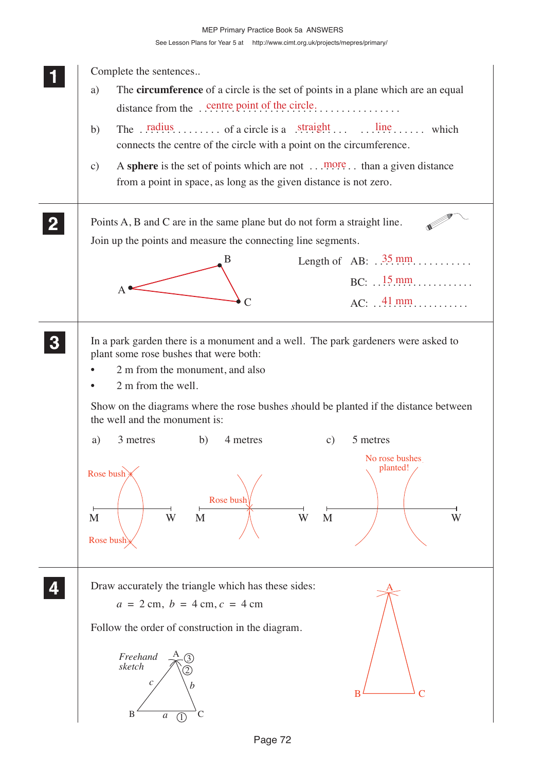**1** Complete the sentences..

a) The **circumference** of a circle is the set of points in a plane which are an equal distance from the ..centre point of the circle..................

b) The ..radius......... of a circle is a ..straight... ...line...... which connects the centre of the circle with a point on the circumference.

c) A **sphere** is the set of points which are not ...more.. than a given distance from a point in space, as long as the given distance is not zero.

**2** Points A, B and C are in the same plane but do not form a straight line.

Join up the points and measure the connecting line segments.

Length of AB: ..35 mm...........

BC: ..15 mm............

AC: ..41 mm...........

**3** In a park garden there is a monument and a well. The park gardeners were asked to plant some rose bushes that were both:

- 2 m from the monument, and also
- 2 m from the well.

Show on the diagrams where the rose bushes should be planted if the distance between the well and the monument is:

a) 3 metres b) 4 metres c) 5 metres

a) Rose bush, Rose bush (M, W)

b) Rose bush (M, W)

c) No rose bushes planted! (M, W)

**4** Draw accurately the triangle which has these sides:

$a = 2$ cm, $b = 4$ cm, $c = 4$ cm

Follow the order of construction in the diagram.

*Freehand sketch*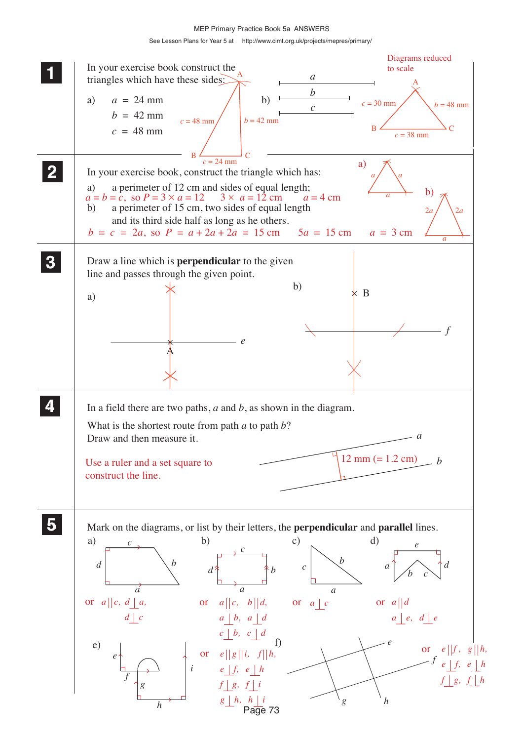**1** In your exercise book construct the triangles which have these sides:

a) $a = 24$ mm, $b = 42$ mm, $c = 48$ mm

b) $a$, $b$, $c$ (line segments shown)

Diagrams reduced to scale

a) $c = 48$ mm, $b = 42$ mm, $c = 24$ mm (A, B, C)

b) $c = 30$ mm, $b = 48$ mm, $c = 38$ mm (A, B, C)

**2** In your exercise book, construct the triangle which has:

a) a perimeter of 12 cm and sides of equal length;

$a = b = c$, so $P = 3 \times a = 12$ $\quad 3 \times a = 12$ cm $\quad a = 4$ cm

b) a perimeter of 15 cm, two sides of equal length and its third side half as long as he others.

$b = c = 2a$, so $P = a + 2a + 2a = 15$ cm $\quad 5a = 15$ cm $\quad a = 3$ cm

**3** Draw a line which is **perpendicular** to the given line and passes through the given point.

a) A, $e$

b) B, $f$

**4** In a field there are two paths, $a$ and $b$, as shown in the diagram.

What is the shortest route from path $a$ to path $b$?
Draw and then measure it.

Use a ruler and a set square to construct the line.

12 mm (= 1.2 cm)

**5** Mark on the diagrams, or list by their letters, the **perpendicular** and **parallel** lines.

a) or $a \parallel c$, $d \perp a$, $d \perp c$

b) or $a \parallel c$, $b \parallel d$, $a \perp b$, $a \perp d$, $c \perp b$, $c \perp d$

c) or $a \perp c$

d) or $a \parallel d$, $a \perp e$, $d \perp e$

e) or $e \parallel g \parallel i$, $f \parallel h$, $e \perp f$, $e \perp h$, $f \perp g$, $f \perp i$, $g \perp h$, $h \perp i$

f) or $e \parallel f$, $g \parallel h$, $e \perp f$, $e \perp h$, $f \perp g$, $f \perp h$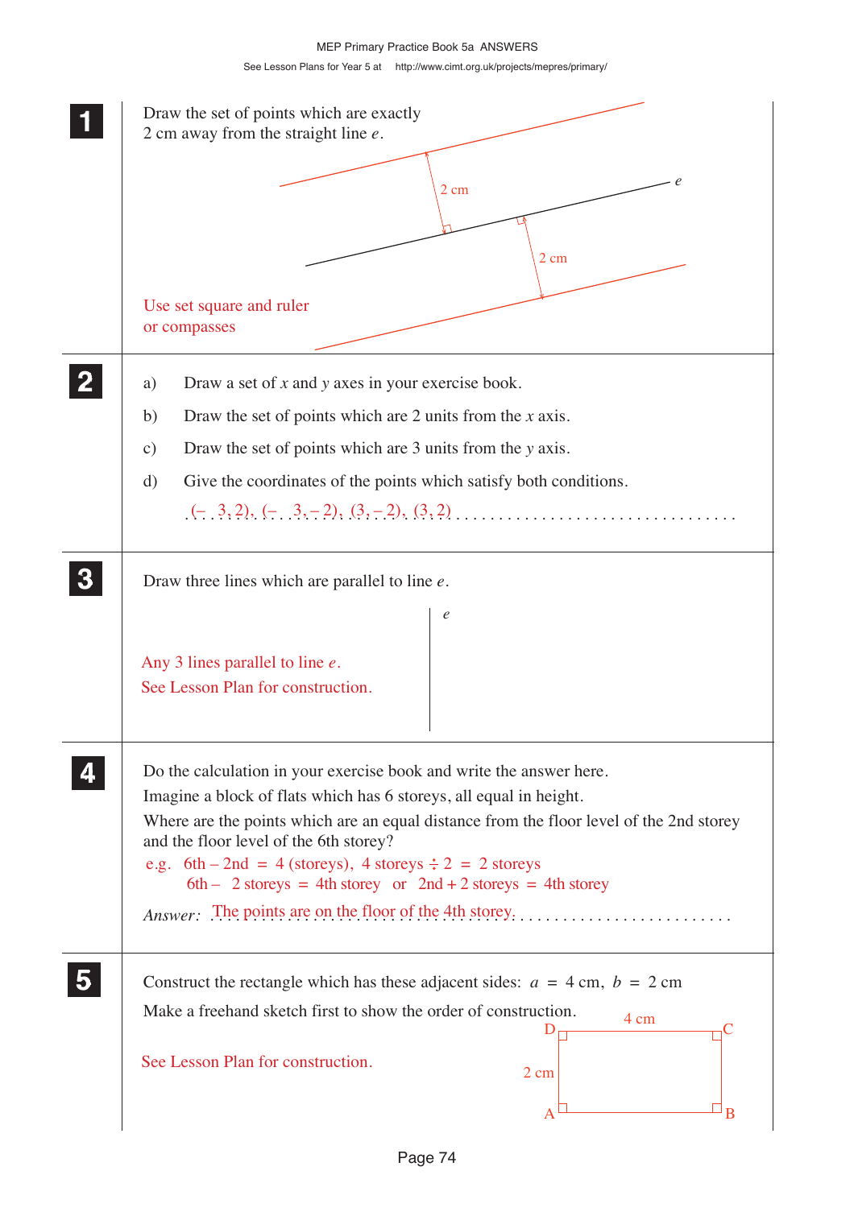**1** Draw the set of points which are exactly 2 cm away from the straight line $e$.

2 cm

2 cm

$e$

Use set square and ruler or compasses

**2**

a) Draw a set of $x$ and $y$ axes in your exercise book.

b) Draw the set of points which are 2 units from the $x$ axis.

c) Draw the set of points which are 3 units from the $y$ axis.

d) Give the coordinates of the points which satisfy both conditions.

$(-3, 2)$, $(-3, -2)$, $(3, -2)$, $(3, 2)$

**3** Draw three lines which are parallel to line $e$.

$e$

Any 3 lines parallel to line $e$.
See Lesson Plan for construction.

**4** Do the calculation in your exercise book and write the answer here.

Imagine a block of flats which has 6 storeys, all equal in height.

Where are the points which are an equal distance from the floor level of the 2nd storey and the floor level of the 6th storey?

e.g. 6th – 2nd = 4 (storeys), 4 storeys ÷ 2 = 2 storeys
6th – 2 storeys = 4th storey or 2nd + 2 storeys = 4th storey

*Answer:* The points are on the floor of the 4th storey.

**5** Construct the rectangle which has these adjacent sides: $a = 4$ cm, $b = 2$ cm

Make a freehand sketch first to show the order of construction.

See Lesson Plan for construction.

4 cm, 2 cm, A, B, C, D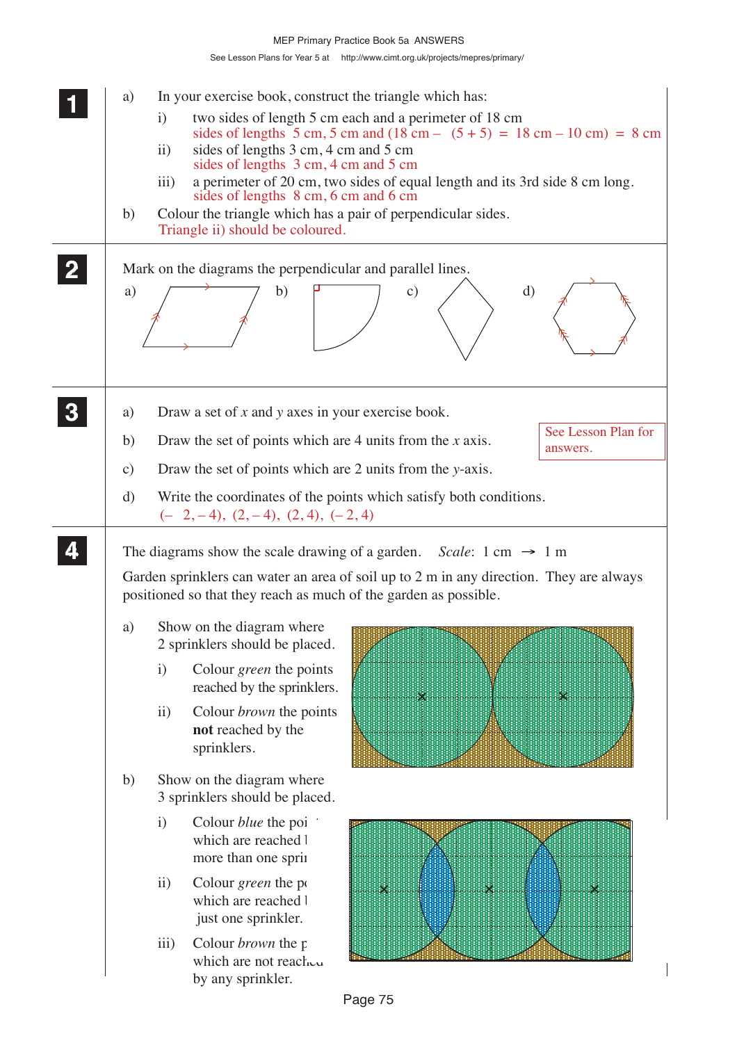**1**

a) In your exercise book, construct the triangle which has:

i) two sides of length 5 cm each and a perimeter of 18 cm
sides of lengths 5 cm, 5 cm and (18 cm – (5 + 5) = 18 cm – 10 cm) = 8 cm

ii) sides of lengths 3 cm, 4 cm and 5 cm
sides of lengths 3 cm, 4 cm and 5 cm

iii) a perimeter of 20 cm, two sides of equal length and its 3rd side 8 cm long.
sides of lengths 8 cm, 6 cm and 6 cm

b) Colour the triangle which has a pair of perpendicular sides.
Triangle ii) should be coloured.

**2**

Mark on the diagrams the perpendicular and parallel lines.

a) b) c) d)

**3**

a) Draw a set of $x$ and $y$ axes in your exercise book.

b) Draw the set of points which are 4 units from the $x$ axis.

c) Draw the set of points which are 2 units from the $y$-axis.

See Lesson Plan for answers.

d) Write the coordinates of the points which satisfy both conditions.
$(-2, -4)$, $(2, -4)$, $(2, 4)$, $(-2, 4)$

**4**

The diagrams show the scale drawing of a garden. *Scale*: 1 cm → 1 m

Garden sprinklers can water an area of soil up to 2 m in any direction. They are always positioned so that they reach as much of the garden as possible.

a) Show on the diagram where 2 sprinklers should be placed.

i) Colour *green* the points reached by the sprinklers.

ii) Colour *brown* the points **not** reached by the sprinklers.

b) Show on the diagram where 3 sprinklers should be placed.

i) Colour *blue* the points which are reached by more than one sprinkler.

ii) Colour *green* the points which are reached by just one sprinkler.

iii) Colour *brown* the points which are not reached by any sprinkler.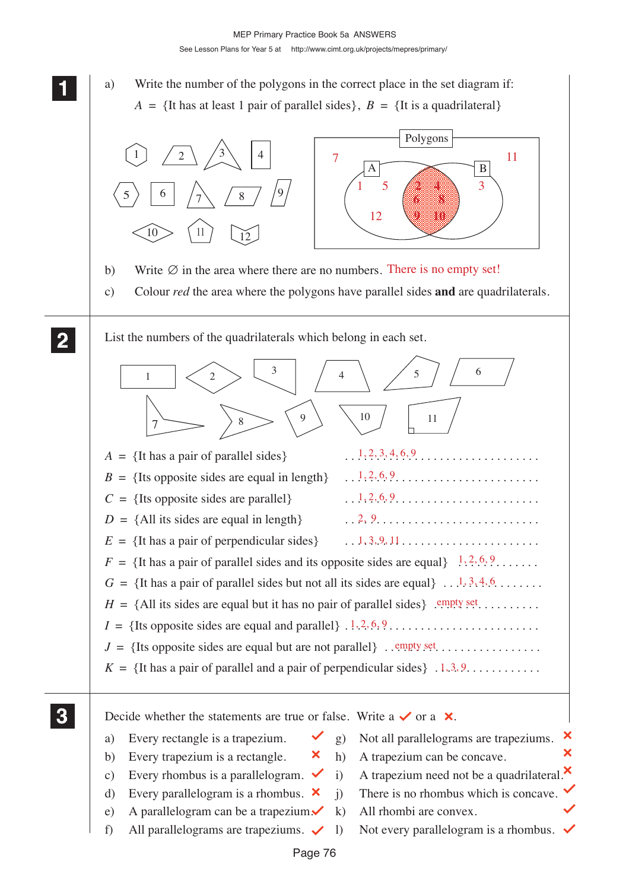MEP Primary Practice Book 5a ANSWERS

See Lesson Plans for Year 5 at http://www.cimt.org.uk/projects/mepres/primary/

**1**

a) Write the number of the polygons in the correct place in the set diagram if:

$A$ = {It has at least 1 pair of parallel sides}, $B$ = {It is a quadrilateral}

Polygons: 7, 11 (outside); A only: 1, 5, 12; A ∩ B: 2, 4, 6, 8, 9, 10; B only: 3

b) Write ∅ in the area where there are no numbers. There is no empty set!

c) Colour *red* the area where the polygons have parallel sides **and** are quadrilaterals.

**2**

List the numbers of the quadrilaterals which belong in each set.

$A$ = {It has a pair of parallel sides} 1, 2, 3, 4, 6, 9

$B$ = {Its opposite sides are equal in length} 1, 2, 6, 9

$C$ = {Its opposite sides are parallel} 1, 2, 6, 9

$D$ = {All its sides are equal in length} 2, 9

$E$ = {It has a pair of perpendicular sides} 1, 3, 9, 11

$F$ = {It has a pair of parallel sides and its opposite sides are equal} 1, 2, 6, 9

$G$ = {It has a pair of parallel sides but not all its sides are equal} 1, 3, 4, 6

$H$ = {All its sides are equal but it has no pair of parallel sides} empty set

$I$ = {Its opposite sides are equal and parallel} 1, 2, 6, 9

$J$ = {Its opposite sides are equal but are not parallel} empty set

$K$ = {It has a pair of parallel and a pair of perpendicular sides} 1, 3, 9

**3**

Decide whether the statements are true or false. Write a ✓ or a ✗.

a) Every rectangle is a trapezium. ✓

b) Every trapezium is a rectangle. ✗

c) Every rhombus is a parallelogram. ✓

d) Every parallelogram is a rhombus. ✗

e) A parallelogram can be a trapezium. ✓

f) All parallelograms are trapeziums. ✓

g) Not all parallelograms are trapeziums. ✗

h) A trapezium can be concave. ✗

i) A trapezium need not be a quadrilateral. ✗

j) There is no rhombus which is concave. ✓

k) All rhombi are convex. ✓

l) Not every parallelogram is a rhombus. ✓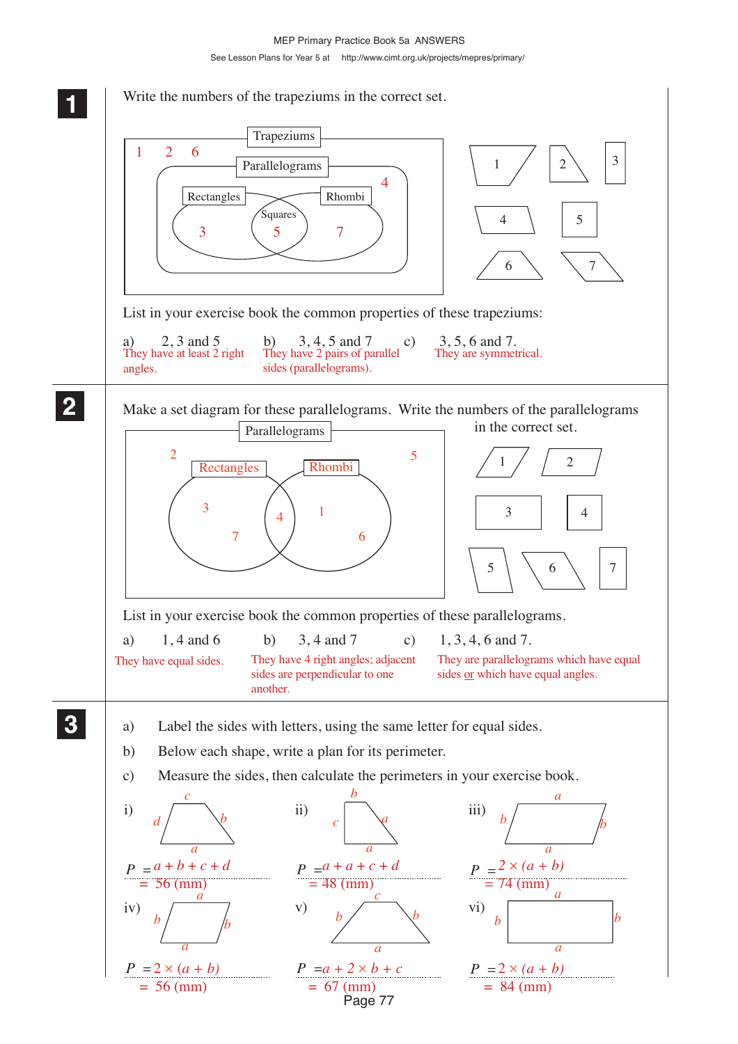## 1

Write the numbers of the trapeziums in the correct set.

Trapeziums: 1 2 6

Parallelograms: 4

Rectangles: 3

Squares: 5

Rhombi: 7

List in your exercise book the common properties of these trapeziums:

a) 2, 3 and 5
They have at least 2 right angles.

b) 3, 4, 5 and 7
They have 2 pairs of parallel sides (parallelograms).

c) 3, 5, 6 and 7.
They are symmetrical.

## 2

Make a set diagram for these parallelograms. Write the numbers of the parallelograms in the correct set.

Parallelograms: 2 5

Rectangles: 3 7

Rectangles and Rhombi: 4

Rhombi: 1 6

List in your exercise book the common properties of these parallelograms.

a) 1, 4 and 6
They have equal sides.

b) 3, 4 and 7
They have 4 right angles; adjacent sides are perpendicular to one another.

c) 1, 3, 4, 6 and 7.
They are parallelograms which have equal sides or which have equal angles.

## 3

a) Label the sides with letters, using the same letter for equal sides.

b) Below each shape, write a plan for its perimeter.

c) Measure the sides, then calculate the perimeters in your exercise book.

i) $P = a + b + c + d$
$= 56$ (mm)

ii) $P = a + a + c + d$
$= 48$ (mm)

iii) $P = 2 \times (a + b)$
$= 74$ (mm)

iv) $P = 2 \times (a + b)$
$= 56$ (mm)

v) $P = a + 2 \times b + c$
$= 67$ (mm)

vi) $P = 2 \times (a + b)$
$= 84$ (mm)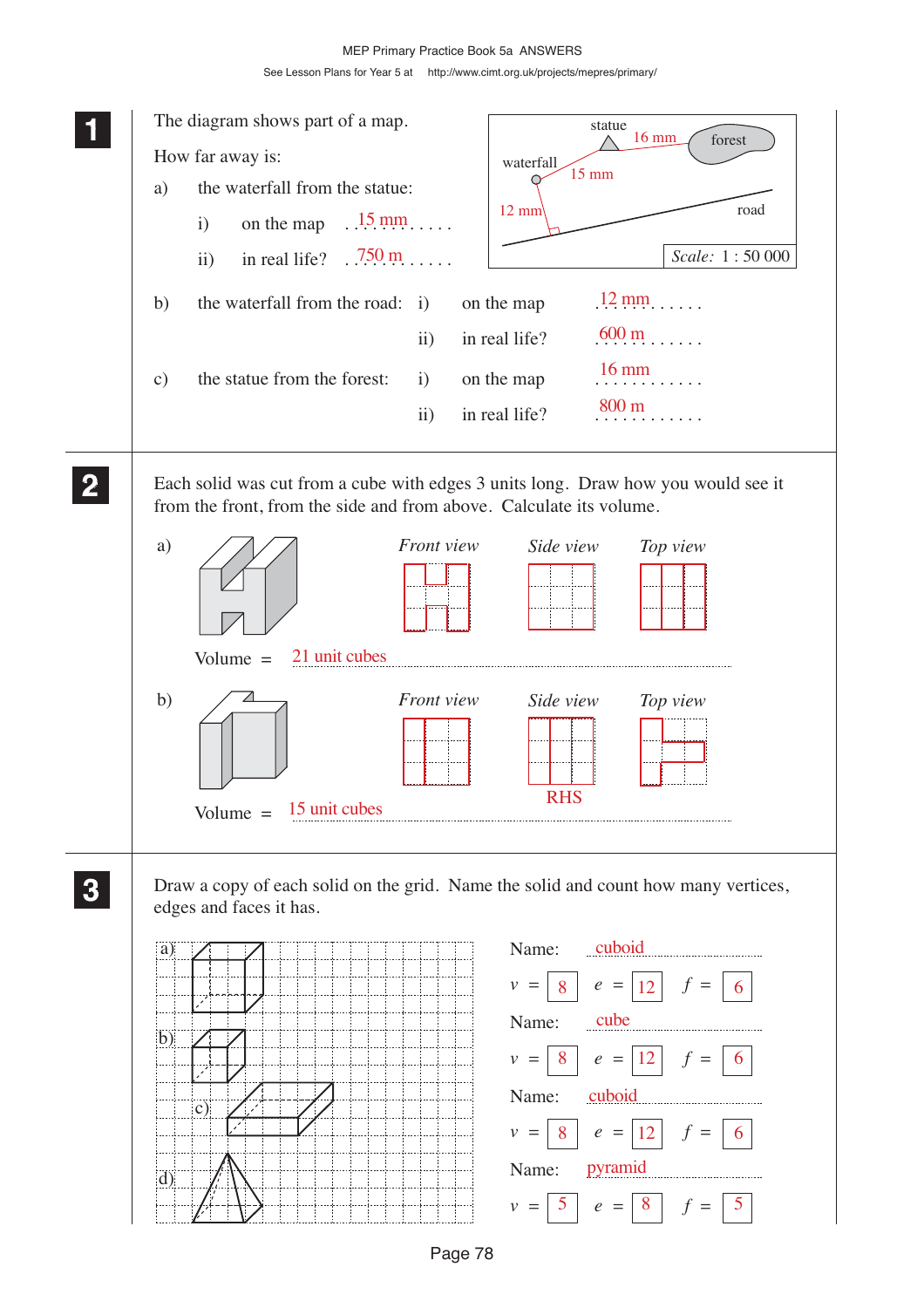**1**

The diagram shows part of a map.

How far away is:

a) the waterfall from the statue:

i) on the map 15 mm

ii) in real life? 750 m

statue 16 mm forest

waterfall 15 mm

12 mm road

*Scale:* 1 : 50 000

b) the waterfall from the road: i) on the map 12 mm

ii) in real life? 600 m

c) the statue from the forest: i) on the map 16 mm

ii) in real life? 800 m

**2**

Each solid was cut from a cube with edges 3 units long. Draw how you would see it from the front, from the side and from above. Calculate its volume.

a) *Front view* *Side view* *Top view*

Volume = 21 unit cubes

b) *Front view* *Side view* *Top view*

RHS

Volume = 15 unit cubes

**3**

Draw a copy of each solid on the grid. Name the solid and count how many vertices, edges and faces it has.

a) Name: cuboid

$v$ = 8 $e$ = 12 $f$ = 6

b) Name: cube

$v$ = 8 $e$ = 12 $f$ = 6

c) Name: cuboid

$v$ = 8 $e$ = 12 $f$ = 6

d) Name: pyramid

$v$ = 5 $e$ = 8 $f$ = 5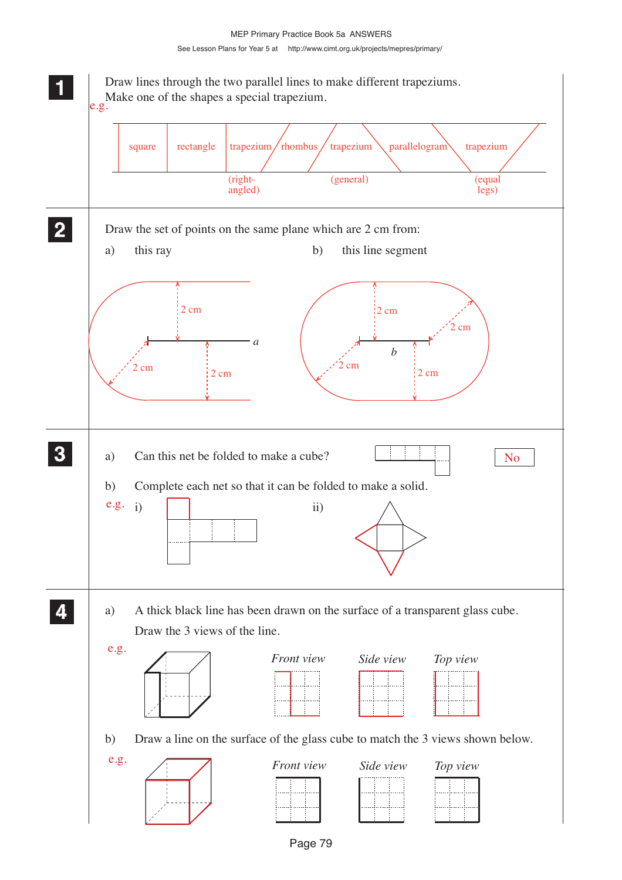**1** Draw lines through the two parallel lines to make different trapeziums. Make one of the shapes a special trapezium.

e.g.

square | rectangle | trapezium (right-angled) | rhombus | trapezium (general) | parallelogram | trapezium (equal legs)

**2** Draw the set of points on the same plane which are 2 cm from:

a) this ray

2 cm, 2 cm, 2 cm, *a*

b) this line segment

2 cm, 2 cm, 2 cm, 2 cm, *b*

**3**

a) Can this net be folded to make a cube? No

b) Complete each net so that it can be folded to make a solid.

e.g. i) ii)

**4**

a) A thick black line has been drawn on the surface of a transparent glass cube. Draw the 3 views of the line.

e.g.

*Front view* *Side view* *Top view*

b) Draw a line on the surface of the glass cube to match the 3 views shown below.

e.g.

*Front view* *Side view* *Top view*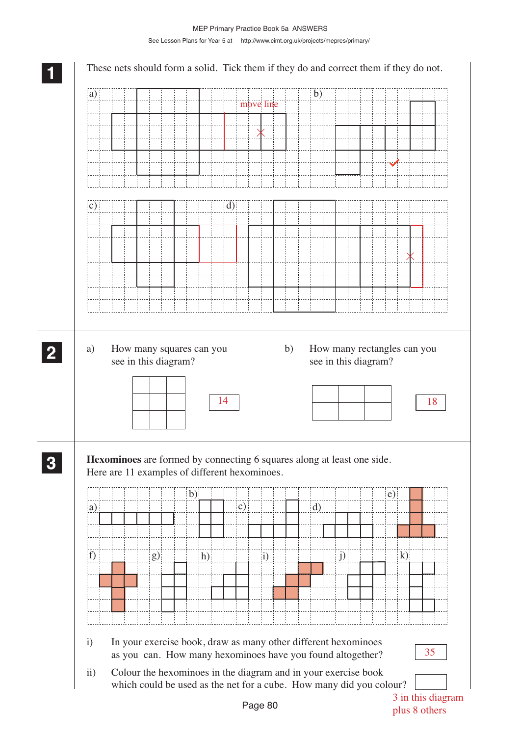**1** These nets should form a solid. Tick them if they do and correct them if they do not.

a) move line

b) ✓

c)

d)

**2**

a) How many squares can you see in this diagram? 14

b) How many rectangles can you see in this diagram? 18

**3** **Hexominoes** are formed by connecting 6 squares along at least one side. Here are 11 examples of different hexominoes.

a) b) c) d) e) f) g) h) i) j) k)

i) In your exercise book, draw as many other different hexominoes as you can. How many hexominoes have you found altogether? 35

ii) Colour the hexominoes in the diagram and in your exercise book which could be used as the net for a cube. How many did you colour?

3 in this diagram plus 8 others